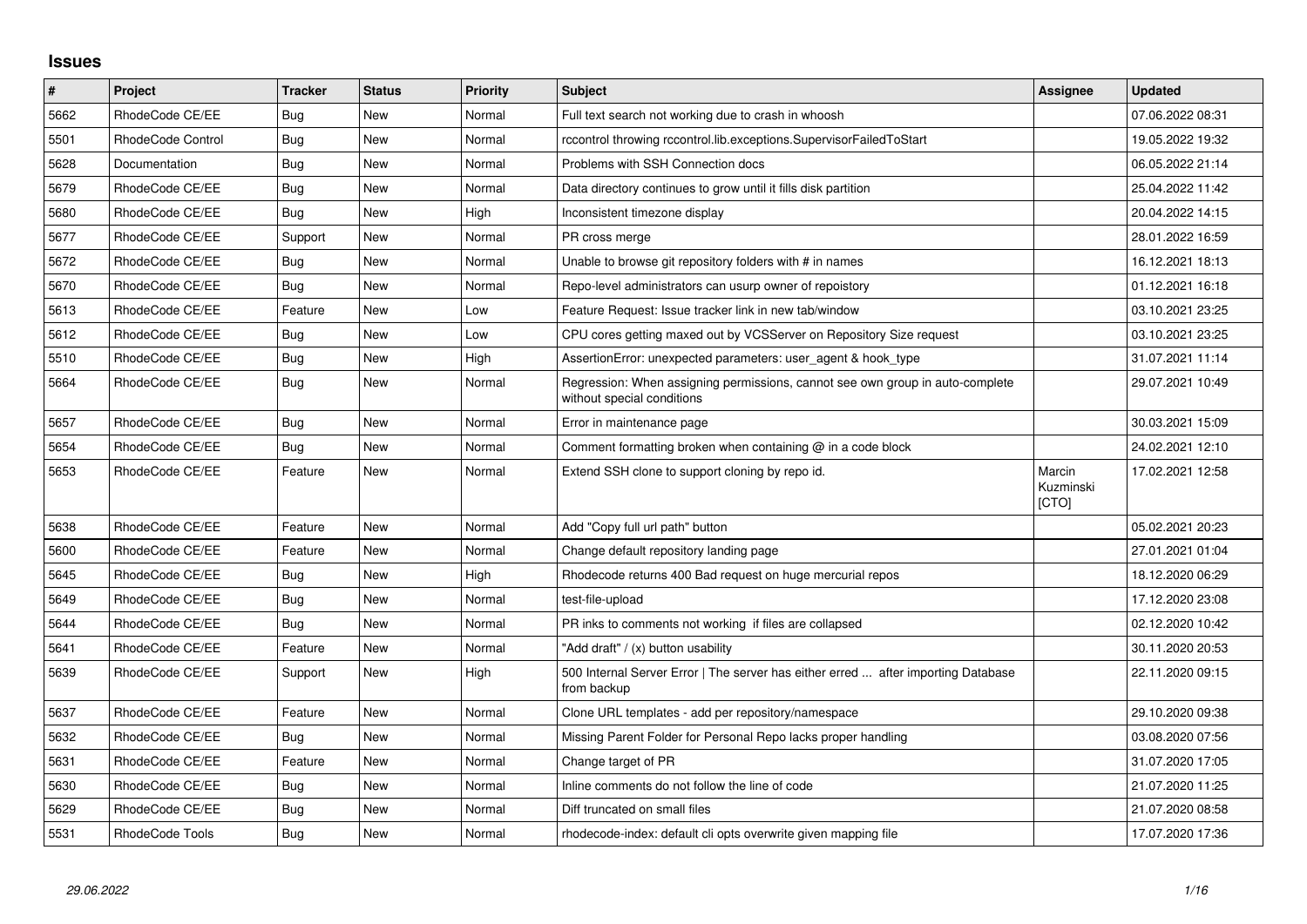## Issues

| # | Project | Tracker | Status | Priority | Subject | Assignee | Updated |
|---|---|---|---|---|---|---|---|
| 5662 | RhodeCode CE/EE | Bug | New | Normal | Full text search not working due to crash in whoosh | | 07.06.2022 08:31 |
| 5501 | RhodeCode Control | Bug | New | Normal | rccontrol throwing rccontrol.lib.exceptions.SupervisorFailedToStart | | 19.05.2022 19:32 |
| 5628 | Documentation | Bug | New | Normal | Problems with SSH Connection docs | | 06.05.2022 21:14 |
| 5679 | RhodeCode CE/EE | Bug | New | Normal | Data directory continues to grow until it fills disk partition | | 25.04.2022 11:42 |
| 5680 | RhodeCode CE/EE | Bug | New | High | Inconsistent timezone display | | 20.04.2022 14:15 |
| 5677 | RhodeCode CE/EE | Support | New | Normal | PR cross merge | | 28.01.2022 16:59 |
| 5672 | RhodeCode CE/EE | Bug | New | Normal | Unable to browse git repository folders with # in names | | 16.12.2021 18:13 |
| 5670 | RhodeCode CE/EE | Bug | New | Normal | Repo-level administrators can usurp owner of repoistory | | 01.12.2021 16:18 |
| 5613 | RhodeCode CE/EE | Feature | New | Low | Feature Request: Issue tracker link in new tab/window | | 03.10.2021 23:25 |
| 5612 | RhodeCode CE/EE | Bug | New | Low | CPU cores getting maxed out by VCSServer on Repository Size request | | 03.10.2021 23:25 |
| 5510 | RhodeCode CE/EE | Bug | New | High | AssertionError: unexpected parameters: user_agent & hook_type | | 31.07.2021 11:14 |
| 5664 | RhodeCode CE/EE | Bug | New | Normal | Regression: When assigning permissions, cannot see own group in auto-complete without special conditions | | 29.07.2021 10:49 |
| 5657 | RhodeCode CE/EE | Bug | New | Normal | Error in maintenance page | | 30.03.2021 15:09 |
| 5654 | RhodeCode CE/EE | Bug | New | Normal | Comment formatting broken when containing @ in a code block | | 24.02.2021 12:10 |
| 5653 | RhodeCode CE/EE | Feature | New | Normal | Extend SSH clone to support cloning by repo id. | Marcin Kuzminski [CTO] | 17.02.2021 12:58 |
| 5638 | RhodeCode CE/EE | Feature | New | Normal | Add "Copy full url path" button | | 05.02.2021 20:23 |
| 5600 | RhodeCode CE/EE | Feature | New | Normal | Change default repository landing page | | 27.01.2021 01:04 |
| 5645 | RhodeCode CE/EE | Bug | New | High | Rhodecode returns 400 Bad request on huge mercurial repos | | 18.12.2020 06:29 |
| 5649 | RhodeCode CE/EE | Bug | New | Normal | test-file-upload | | 17.12.2020 23:08 |
| 5644 | RhodeCode CE/EE | Bug | New | Normal | PR inks to comments not working if files are collapsed | | 02.12.2020 10:42 |
| 5641 | RhodeCode CE/EE | Feature | New | Normal | "Add draft" / (x) button usability | | 30.11.2020 20:53 |
| 5639 | RhodeCode CE/EE | Support | New | High | 500 Internal Server Error \| The server has either erred ... after importing Database from backup | | 22.11.2020 09:15 |
| 5637 | RhodeCode CE/EE | Feature | New | Normal | Clone URL templates - add per repository/namespace | | 29.10.2020 09:38 |
| 5632 | RhodeCode CE/EE | Bug | New | Normal | Missing Parent Folder for Personal Repo lacks proper handling | | 03.08.2020 07:56 |
| 5631 | RhodeCode CE/EE | Feature | New | Normal | Change target of PR | | 31.07.2020 17:05 |
| 5630 | RhodeCode CE/EE | Bug | New | Normal | Inline comments do not follow the line of code | | 21.07.2020 11:25 |
| 5629 | RhodeCode CE/EE | Bug | New | Normal | Diff truncated on small files | | 21.07.2020 08:58 |
| 5531 | RhodeCode Tools | Bug | New | Normal | rhodecode-index: default cli opts overwrite given mapping file | | 17.07.2020 17:36 |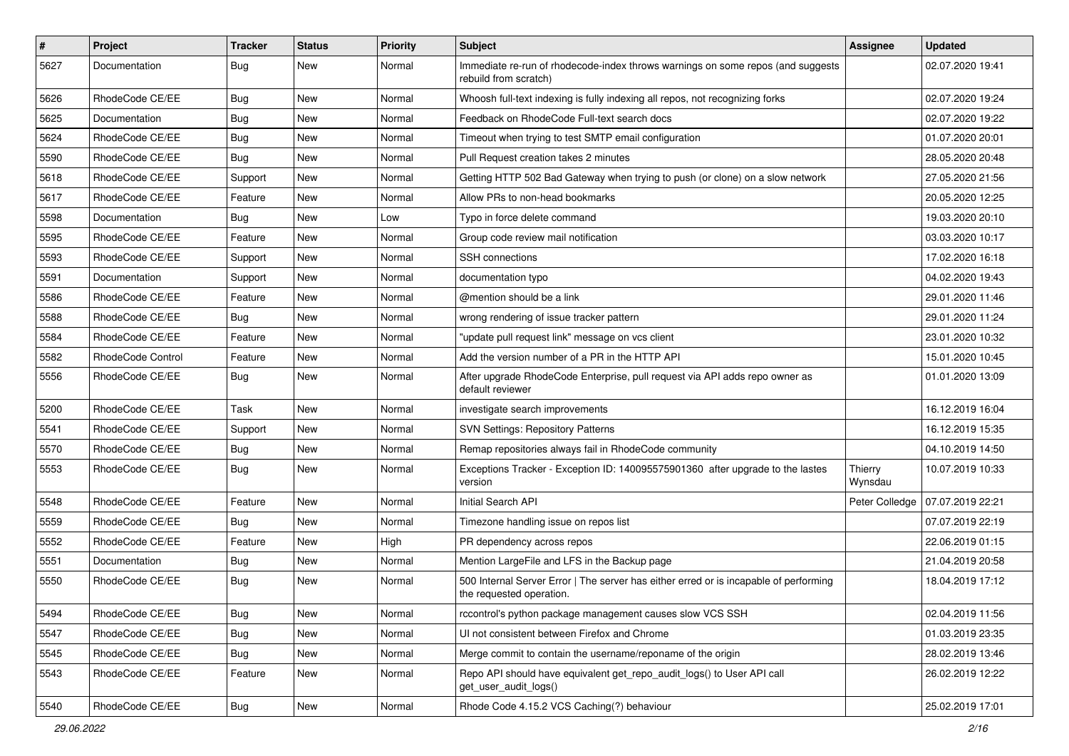| # | Project | Tracker | Status | Priority | Subject | Assignee | Updated |
| --- | --- | --- | --- | --- | --- | --- | --- |
| 5627 | Documentation | Bug | New | Normal | Immediate re-run of rhodecode-index throws warnings on some repos (and suggests rebuild from scratch) | | 02.07.2020 19:41 |
| 5626 | RhodeCode CE/EE | Bug | New | Normal | Whoosh full-text indexing is fully indexing all repos, not recognizing forks | | 02.07.2020 19:24 |
| 5625 | Documentation | Bug | New | Normal | Feedback on RhodeCode Full-text search docs | | 02.07.2020 19:22 |
| 5624 | RhodeCode CE/EE | Bug | New | Normal | Timeout when trying to test SMTP email configuration | | 01.07.2020 20:01 |
| 5590 | RhodeCode CE/EE | Bug | New | Normal | Pull Request creation takes 2 minutes | | 28.05.2020 20:48 |
| 5618 | RhodeCode CE/EE | Support | New | Normal | Getting HTTP 502 Bad Gateway when trying to push (or clone) on a slow network | | 27.05.2020 21:56 |
| 5617 | RhodeCode CE/EE | Feature | New | Normal | Allow PRs to non-head bookmarks | | 20.05.2020 12:25 |
| 5598 | Documentation | Bug | New | Low | Typo in force delete command | | 19.03.2020 20:10 |
| 5595 | RhodeCode CE/EE | Feature | New | Normal | Group code review mail notification | | 03.03.2020 10:17 |
| 5593 | RhodeCode CE/EE | Support | New | Normal | SSH connections | | 17.02.2020 16:18 |
| 5591 | Documentation | Support | New | Normal | documentation typo | | 04.02.2020 19:43 |
| 5586 | RhodeCode CE/EE | Feature | New | Normal | @mention should be a link | | 29.01.2020 11:46 |
| 5588 | RhodeCode CE/EE | Bug | New | Normal | wrong rendering of issue tracker pattern | | 29.01.2020 11:24 |
| 5584 | RhodeCode CE/EE | Feature | New | Normal | "update pull request link" message on vcs client | | 23.01.2020 10:32 |
| 5582 | RhodeCode Control | Feature | New | Normal | Add the version number of a PR in the HTTP API | | 15.01.2020 10:45 |
| 5556 | RhodeCode CE/EE | Bug | New | Normal | After upgrade RhodeCode Enterprise, pull request via API adds repo owner as default reviewer | | 01.01.2020 13:09 |
| 5200 | RhodeCode CE/EE | Task | New | Normal | investigate search improvements | | 16.12.2019 16:04 |
| 5541 | RhodeCode CE/EE | Support | New | Normal | SVN Settings: Repository Patterns | | 16.12.2019 15:35 |
| 5570 | RhodeCode CE/EE | Bug | New | Normal | Remap repositories always fail in RhodeCode community | | 04.10.2019 14:50 |
| 5553 | RhodeCode CE/EE | Bug | New | Normal | Exceptions Tracker - Exception ID: 140095575901360 after upgrade to the lastes version | Thierry Wynsdau | 10.07.2019 10:33 |
| 5548 | RhodeCode CE/EE | Feature | New | Normal | Initial Search API | Peter Colledge | 07.07.2019 22:21 |
| 5559 | RhodeCode CE/EE | Bug | New | Normal | Timezone handling issue on repos list | | 07.07.2019 22:19 |
| 5552 | RhodeCode CE/EE | Feature | New | High | PR dependency across repos | | 22.06.2019 01:15 |
| 5551 | Documentation | Bug | New | Normal | Mention LargeFile and LFS in the Backup page | | 21.04.2019 20:58 |
| 5550 | RhodeCode CE/EE | Bug | New | Normal | 500 Internal Server Error \| The server has either erred or is incapable of performing the requested operation. | | 18.04.2019 17:12 |
| 5494 | RhodeCode CE/EE | Bug | New | Normal | rccontrol's python package management causes slow VCS SSH | | 02.04.2019 11:56 |
| 5547 | RhodeCode CE/EE | Bug | New | Normal | UI not consistent between Firefox and Chrome | | 01.03.2019 23:35 |
| 5545 | RhodeCode CE/EE | Bug | New | Normal | Merge commit to contain the username/reponame of the origin | | 28.02.2019 13:46 |
| 5543 | RhodeCode CE/EE | Feature | New | Normal | Repo API should have equivalent get_repo_audit_logs() to User API call get_user_audit_logs() | | 26.02.2019 12:22 |
| 5540 | RhodeCode CE/EE | Bug | New | Normal | Rhode Code 4.15.2 VCS Caching(?) behaviour | | 25.02.2019 17:01 |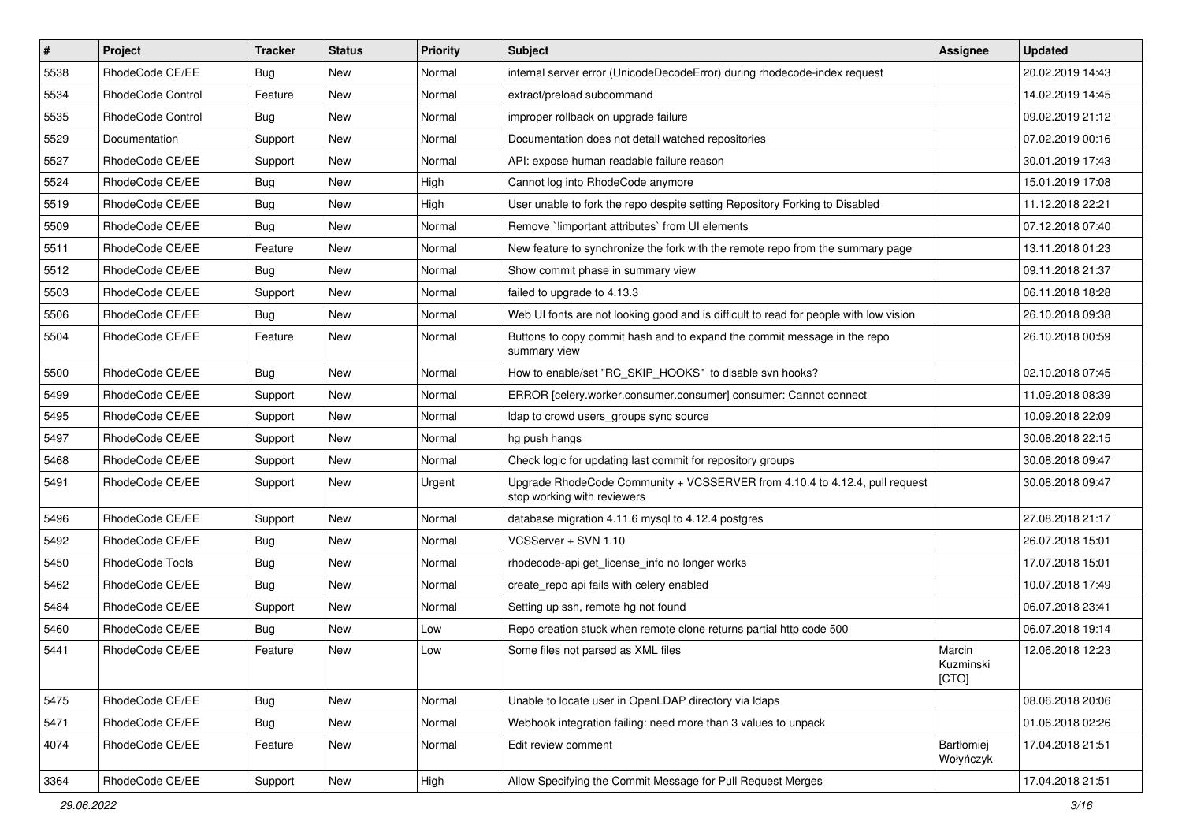| # | Project | Tracker | Status | Priority | Subject | Assignee | Updated |
|---|---|---|---|---|---|---|---|
| 5538 | RhodeCode CE/EE | Bug | New | Normal | internal server error (UnicodeDecodeError) during rhodecode-index request | | 20.02.2019 14:43 |
| 5534 | RhodeCode Control | Feature | New | Normal | extract/preload subcommand | | 14.02.2019 14:45 |
| 5535 | RhodeCode Control | Bug | New | Normal | improper rollback on upgrade failure | | 09.02.2019 21:12 |
| 5529 | Documentation | Support | New | Normal | Documentation does not detail watched repositories | | 07.02.2019 00:16 |
| 5527 | RhodeCode CE/EE | Support | New | Normal | API: expose human readable failure reason | | 30.01.2019 17:43 |
| 5524 | RhodeCode CE/EE | Bug | New | High | Cannot log into RhodeCode anymore | | 15.01.2019 17:08 |
| 5519 | RhodeCode CE/EE | Bug | New | High | User unable to fork the repo despite setting Repository Forking to Disabled | | 11.12.2018 22:21 |
| 5509 | RhodeCode CE/EE | Bug | New | Normal | Remove `!important attributes` from UI elements | | 07.12.2018 07:40 |
| 5511 | RhodeCode CE/EE | Feature | New | Normal | New feature to synchronize the fork with the remote repo from the summary page | | 13.11.2018 01:23 |
| 5512 | RhodeCode CE/EE | Bug | New | Normal | Show commit phase in summary view | | 09.11.2018 21:37 |
| 5503 | RhodeCode CE/EE | Support | New | Normal | failed to upgrade to 4.13.3 | | 06.11.2018 18:28 |
| 5506 | RhodeCode CE/EE | Bug | New | Normal | Web UI fonts are not looking good and is difficult to read for people with low vision | | 26.10.2018 09:38 |
| 5504 | RhodeCode CE/EE | Feature | New | Normal | Buttons to copy commit hash and to expand the commit message in the repo summary view | | 26.10.2018 00:59 |
| 5500 | RhodeCode CE/EE | Bug | New | Normal | How to enable/set "RC_SKIP_HOOKS" to disable svn hooks? | | 02.10.2018 07:45 |
| 5499 | RhodeCode CE/EE | Support | New | Normal | ERROR [celery.worker.consumer.consumer] consumer: Cannot connect | | 11.09.2018 08:39 |
| 5495 | RhodeCode CE/EE | Support | New | Normal | ldap to crowd users_groups sync source | | 10.09.2018 22:09 |
| 5497 | RhodeCode CE/EE | Support | New | Normal | hg push hangs | | 30.08.2018 22:15 |
| 5468 | RhodeCode CE/EE | Support | New | Normal | Check logic for updating last commit for repository groups | | 30.08.2018 09:47 |
| 5491 | RhodeCode CE/EE | Support | New | Urgent | Upgrade RhodeCode Community + VCSSERVER from 4.10.4 to 4.12.4, pull request stop working with reviewers | | 30.08.2018 09:47 |
| 5496 | RhodeCode CE/EE | Support | New | Normal | database migration 4.11.6 mysql to 4.12.4 postgres | | 27.08.2018 21:17 |
| 5492 | RhodeCode CE/EE | Bug | New | Normal | VCSServer + SVN 1.10 | | 26.07.2018 15:01 |
| 5450 | RhodeCode Tools | Bug | New | Normal | rhodecode-api get_license_info no longer works | | 17.07.2018 15:01 |
| 5462 | RhodeCode CE/EE | Bug | New | Normal | create_repo api fails with celery enabled | | 10.07.2018 17:49 |
| 5484 | RhodeCode CE/EE | Support | New | Normal | Setting up ssh, remote hg not found | | 06.07.2018 23:41 |
| 5460 | RhodeCode CE/EE | Bug | New | Low | Repo creation stuck when remote clone returns partial http code 500 | | 06.07.2018 19:14 |
| 5441 | RhodeCode CE/EE | Feature | New | Low | Some files not parsed as XML files | Marcin Kuzminski [CTO] | 12.06.2018 12:23 |
| 5475 | RhodeCode CE/EE | Bug | New | Normal | Unable to locate user in OpenLDAP directory via ldaps | | 08.06.2018 20:06 |
| 5471 | RhodeCode CE/EE | Bug | New | Normal | Webhook integration failing: need more than 3 values to unpack | | 01.06.2018 02:26 |
| 4074 | RhodeCode CE/EE | Feature | New | Normal | Edit review comment | Bartłomiej Wołyńczyk | 17.04.2018 21:51 |
| 3364 | RhodeCode CE/EE | Support | New | High | Allow Specifying the Commit Message for Pull Request Merges | | 17.04.2018 21:51 |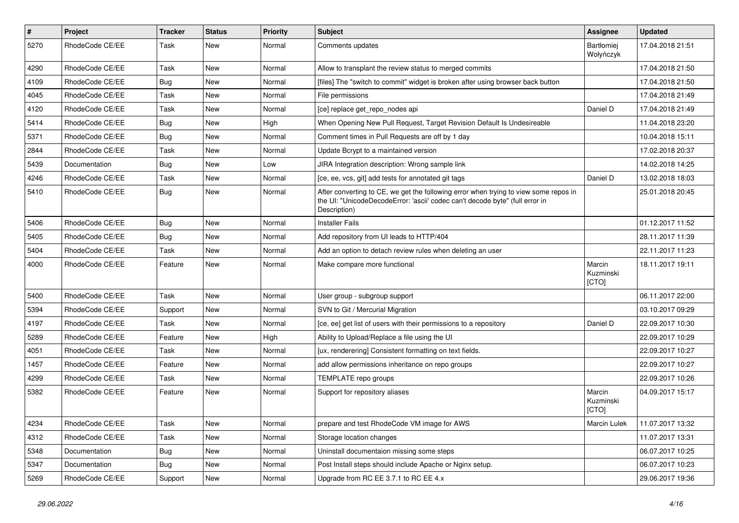| # | Project | Tracker | Status | Priority | Subject | Assignee | Updated |
| --- | --- | --- | --- | --- | --- | --- | --- |
| 5270 | RhodeCode CE/EE | Task | New | Normal | Comments updates | Bartłomiej Wołyńczyk | 17.04.2018 21:51 |
| 4290 | RhodeCode CE/EE | Task | New | Normal | Allow to transplant the review status to merged commits | | 17.04.2018 21:50 |
| 4109 | RhodeCode CE/EE | Bug | New | Normal | [files] The "switch to commit" widget is broken after using browser back button | | 17.04.2018 21:50 |
| 4045 | RhodeCode CE/EE | Task | New | Normal | File permissions | | 17.04.2018 21:49 |
| 4120 | RhodeCode CE/EE | Task | New | Normal | [ce] replace get_repo_nodes api | Daniel D | 17.04.2018 21:49 |
| 5414 | RhodeCode CE/EE | Bug | New | High | When Opening New Pull Request, Target Revision Default Is Undesireable | | 11.04.2018 23:20 |
| 5371 | RhodeCode CE/EE | Bug | New | Normal | Comment times in Pull Requests are off by 1 day | | 10.04.2018 15:11 |
| 2844 | RhodeCode CE/EE | Task | New | Normal | Update Bcrypt to a maintained version | | 17.02.2018 20:37 |
| 5439 | Documentation | Bug | New | Low | JIRA Integration description: Wrong sample link | | 14.02.2018 14:25 |
| 4246 | RhodeCode CE/EE | Task | New | Normal | [ce, ee, vcs, git] add tests for annotated git tags | Daniel D | 13.02.2018 18:03 |
| 5410 | RhodeCode CE/EE | Bug | New | Normal | After converting to CE, we get the following error when trying to view some repos in the UI: "UnicodeDecodeError: 'ascii' codec can't decode byte" (full error in Description) | | 25.01.2018 20:45 |
| 5406 | RhodeCode CE/EE | Bug | New | Normal | Installer Fails | | 01.12.2017 11:52 |
| 5405 | RhodeCode CE/EE | Bug | New | Normal | Add repository from UI leads to HTTP/404 | | 28.11.2017 11:39 |
| 5404 | RhodeCode CE/EE | Task | New | Normal | Add an option to detach review rules when deleting an user | | 22.11.2017 11:23 |
| 4000 | RhodeCode CE/EE | Feature | New | Normal | Make compare more functional | Marcin Kuzminski [CTO] | 18.11.2017 19:11 |
| 5400 | RhodeCode CE/EE | Task | New | Normal | User group - subgroup support | | 06.11.2017 22:00 |
| 5394 | RhodeCode CE/EE | Support | New | Normal | SVN to Git / Mercurial Migration | | 03.10.2017 09:29 |
| 4197 | RhodeCode CE/EE | Task | New | Normal | [ce, ee] get list of users with their permissions to a repository | Daniel D | 22.09.2017 10:30 |
| 5289 | RhodeCode CE/EE | Feature | New | High | Ability to Upload/Replace a file using the UI | | 22.09.2017 10:29 |
| 4051 | RhodeCode CE/EE | Task | New | Normal | [ux, renderering] Consistent formatting on text fields. | | 22.09.2017 10:27 |
| 1457 | RhodeCode CE/EE | Feature | New | Normal | add allow permissions inheritance on repo groups | | 22.09.2017 10:27 |
| 4299 | RhodeCode CE/EE | Task | New | Normal | TEMPLATE repo groups | | 22.09.2017 10:26 |
| 5382 | RhodeCode CE/EE | Feature | New | Normal | Support for repository aliases | Marcin Kuzminski [CTO] | 04.09.2017 15:17 |
| 4234 | RhodeCode CE/EE | Task | New | Normal | prepare and test RhodeCode VM image for AWS | Marcin Lulek | 11.07.2017 13:32 |
| 4312 | RhodeCode CE/EE | Task | New | Normal | Storage location changes | | 11.07.2017 13:31 |
| 5348 | Documentation | Bug | New | Normal | Uninstall documentaion missing some steps | | 06.07.2017 10:25 |
| 5347 | Documentation | Bug | New | Normal | Post Install steps should include Apache or Nginx setup. | | 06.07.2017 10:23 |
| 5269 | RhodeCode CE/EE | Support | New | Normal | Upgrade from RC EE 3.7.1 to RC EE 4.x | | 29.06.2017 19:36 |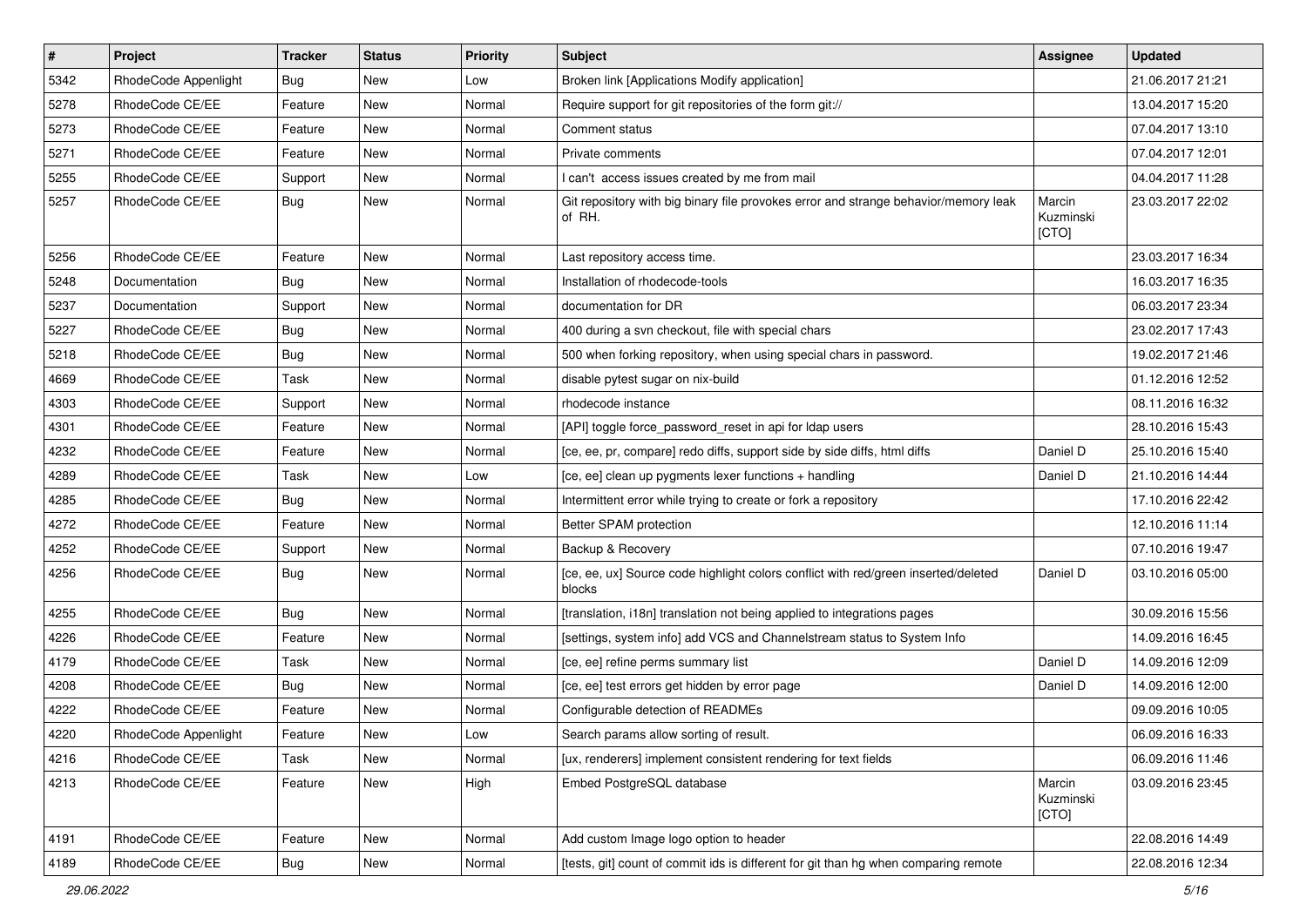| # | Project | Tracker | Status | Priority | Subject | Assignee | Updated |
|---|---|---|---|---|---|---|---|
| 5342 | RhodeCode Appenlight | Bug | New | Low | Broken link [Applications Modify application] | | 21.06.2017 21:21 |
| 5278 | RhodeCode CE/EE | Feature | New | Normal | Require support for git repositories of the form git:// | | 13.04.2017 15:20 |
| 5273 | RhodeCode CE/EE | Feature | New | Normal | Comment status | | 07.04.2017 13:10 |
| 5271 | RhodeCode CE/EE | Feature | New | Normal | Private comments | | 07.04.2017 12:01 |
| 5255 | RhodeCode CE/EE | Support | New | Normal | I can't access issues created by me from mail | | 04.04.2017 11:28 |
| 5257 | RhodeCode CE/EE | Bug | New | Normal | Git repository with big binary file provokes error and strange behavior/memory leak of RH. | Marcin Kuzminski [CTO] | 23.03.2017 22:02 |
| 5256 | RhodeCode CE/EE | Feature | New | Normal | Last repository access time. | | 23.03.2017 16:34 |
| 5248 | Documentation | Bug | New | Normal | Installation of rhodecode-tools | | 16.03.2017 16:35 |
| 5237 | Documentation | Support | New | Normal | documentation for DR | | 06.03.2017 23:34 |
| 5227 | RhodeCode CE/EE | Bug | New | Normal | 400 during a svn checkout, file with special chars | | 23.02.2017 17:43 |
| 5218 | RhodeCode CE/EE | Bug | New | Normal | 500 when forking repository, when using special chars in password. | | 19.02.2017 21:46 |
| 4669 | RhodeCode CE/EE | Task | New | Normal | disable pytest sugar on nix-build | | 01.12.2016 12:52 |
| 4303 | RhodeCode CE/EE | Support | New | Normal | rhodecode instance | | 08.11.2016 16:32 |
| 4301 | RhodeCode CE/EE | Feature | New | Normal | [API] toggle force_password_reset in api for ldap users | | 28.10.2016 15:43 |
| 4232 | RhodeCode CE/EE | Feature | New | Normal | [ce, ee, pr, compare] redo diffs, support side by side diffs, html diffs | Daniel D | 25.10.2016 15:40 |
| 4289 | RhodeCode CE/EE | Task | New | Low | [ce, ee] clean up pygments lexer functions + handling | Daniel D | 21.10.2016 14:44 |
| 4285 | RhodeCode CE/EE | Bug | New | Normal | Intermittent error while trying to create or fork a repository | | 17.10.2016 22:42 |
| 4272 | RhodeCode CE/EE | Feature | New | Normal | Better SPAM protection | | 12.10.2016 11:14 |
| 4252 | RhodeCode CE/EE | Support | New | Normal | Backup & Recovery | | 07.10.2016 19:47 |
| 4256 | RhodeCode CE/EE | Bug | New | Normal | [ce, ee, ux] Source code highlight colors conflict with red/green inserted/deleted blocks | Daniel D | 03.10.2016 05:00 |
| 4255 | RhodeCode CE/EE | Bug | New | Normal | [translation, i18n] translation not being applied to integrations pages | | 30.09.2016 15:56 |
| 4226 | RhodeCode CE/EE | Feature | New | Normal | [settings, system info] add VCS and Channelstream status to System Info | | 14.09.2016 16:45 |
| 4179 | RhodeCode CE/EE | Task | New | Normal | [ce, ee] refine perms summary list | Daniel D | 14.09.2016 12:09 |
| 4208 | RhodeCode CE/EE | Bug | New | Normal | [ce, ee] test errors get hidden by error page | Daniel D | 14.09.2016 12:00 |
| 4222 | RhodeCode CE/EE | Feature | New | Normal | Configurable detection of READMEs | | 09.09.2016 10:05 |
| 4220 | RhodeCode Appenlight | Feature | New | Low | Search params allow sorting of result. | | 06.09.2016 16:33 |
| 4216 | RhodeCode CE/EE | Task | New | Normal | [ux, renderers] implement consistent rendering for text fields | | 06.09.2016 11:46 |
| 4213 | RhodeCode CE/EE | Feature | New | High | Embed PostgreSQL database | Marcin Kuzminski [CTO] | 03.09.2016 23:45 |
| 4191 | RhodeCode CE/EE | Feature | New | Normal | Add custom Image logo option to header | | 22.08.2016 14:49 |
| 4189 | RhodeCode CE/EE | Bug | New | Normal | [tests, git] count of commit ids is different for git than hg when comparing remote | | 22.08.2016 12:34 |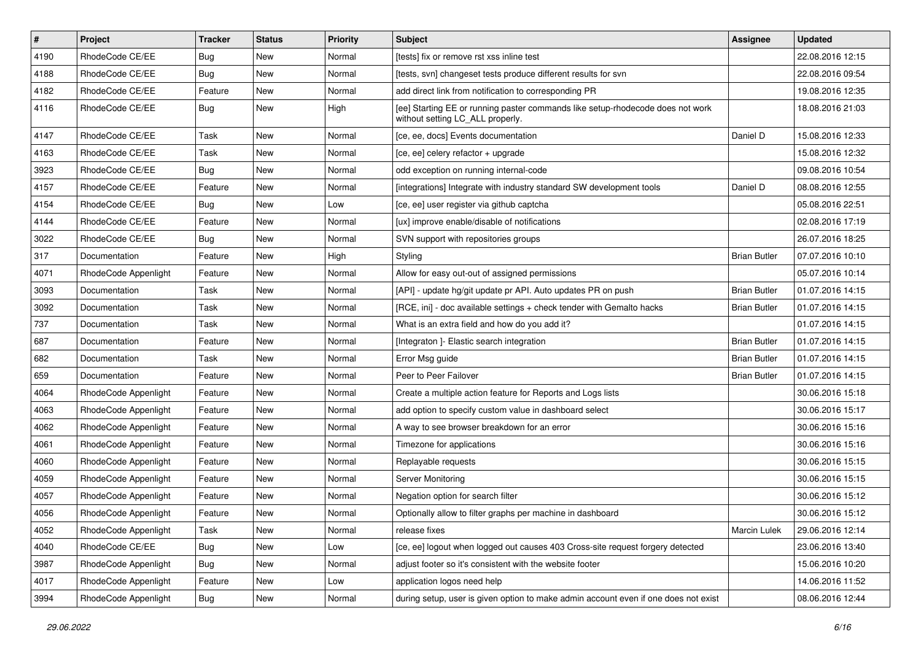| # | Project | Tracker | Status | Priority | Subject | Assignee | Updated |
|---|---|---|---|---|---|---|---|
| 4190 | RhodeCode CE/EE | Bug | New | Normal | [tests] fix or remove rst xss inline test | | 22.08.2016 12:15 |
| 4188 | RhodeCode CE/EE | Bug | New | Normal | [tests, svn] changeset tests produce different results for svn | | 22.08.2016 09:54 |
| 4182 | RhodeCode CE/EE | Feature | New | Normal | add direct link from notification to corresponding PR | | 19.08.2016 12:35 |
| 4116 | RhodeCode CE/EE | Bug | New | High | [ee] Starting EE or running paster commands like setup-rhodecode does not work without setting LC_ALL properly. | | 18.08.2016 21:03 |
| 4147 | RhodeCode CE/EE | Task | New | Normal | [ce, ee, docs] Events documentation | Daniel D | 15.08.2016 12:33 |
| 4163 | RhodeCode CE/EE | Task | New | Normal | [ce, ee] celery refactor + upgrade | | 15.08.2016 12:32 |
| 3923 | RhodeCode CE/EE | Bug | New | Normal | odd exception on running internal-code | | 09.08.2016 10:54 |
| 4157 | RhodeCode CE/EE | Feature | New | Normal | [integrations] Integrate with industry standard SW development tools | Daniel D | 08.08.2016 12:55 |
| 4154 | RhodeCode CE/EE | Bug | New | Low | [ce, ee] user register via github captcha | | 05.08.2016 22:51 |
| 4144 | RhodeCode CE/EE | Feature | New | Normal | [ux] improve enable/disable of notifications | | 02.08.2016 17:19 |
| 3022 | RhodeCode CE/EE | Bug | New | Normal | SVN support with repositories groups | | 26.07.2016 18:25 |
| 317 | Documentation | Feature | New | High | Styling | Brian Butler | 07.07.2016 10:10 |
| 4071 | RhodeCode Appenlight | Feature | New | Normal | Allow for easy out-out of assigned permissions | | 05.07.2016 10:14 |
| 3093 | Documentation | Task | New | Normal | [API] - update hg/git update pr API. Auto updates PR on push | Brian Butler | 01.07.2016 14:15 |
| 3092 | Documentation | Task | New | Normal | [RCE, ini] - doc available settings + check tender with Gemalto hacks | Brian Butler | 01.07.2016 14:15 |
| 737 | Documentation | Task | New | Normal | What is an extra field and how do you add it? | | 01.07.2016 14:15 |
| 687 | Documentation | Feature | New | Normal | [Integraton ]- Elastic search integration | Brian Butler | 01.07.2016 14:15 |
| 682 | Documentation | Task | New | Normal | Error Msg guide | Brian Butler | 01.07.2016 14:15 |
| 659 | Documentation | Feature | New | Normal | Peer to Peer Failover | Brian Butler | 01.07.2016 14:15 |
| 4064 | RhodeCode Appenlight | Feature | New | Normal | Create a multiple action feature for Reports and Logs lists | | 30.06.2016 15:18 |
| 4063 | RhodeCode Appenlight | Feature | New | Normal | add option to specify custom value in dashboard select | | 30.06.2016 15:17 |
| 4062 | RhodeCode Appenlight | Feature | New | Normal | A way to see browser breakdown for an error | | 30.06.2016 15:16 |
| 4061 | RhodeCode Appenlight | Feature | New | Normal | Timezone for applications | | 30.06.2016 15:16 |
| 4060 | RhodeCode Appenlight | Feature | New | Normal | Replayable requests | | 30.06.2016 15:15 |
| 4059 | RhodeCode Appenlight | Feature | New | Normal | Server Monitoring | | 30.06.2016 15:15 |
| 4057 | RhodeCode Appenlight | Feature | New | Normal | Negation option for search filter | | 30.06.2016 15:12 |
| 4056 | RhodeCode Appenlight | Feature | New | Normal | Optionally allow to filter graphs per machine in dashboard | | 30.06.2016 15:12 |
| 4052 | RhodeCode Appenlight | Task | New | Normal | release fixes | Marcin Lulek | 29.06.2016 12:14 |
| 4040 | RhodeCode CE/EE | Bug | New | Low | [ce, ee] logout when logged out causes 403 Cross-site request forgery detected | | 23.06.2016 13:40 |
| 3987 | RhodeCode Appenlight | Bug | New | Normal | adjust footer so it's consistent with the website footer | | 15.06.2016 10:20 |
| 4017 | RhodeCode Appenlight | Feature | New | Low | application logos need help | | 14.06.2016 11:52 |
| 3994 | RhodeCode Appenlight | Bug | New | Normal | during setup, user is given option to make admin account even if one does not exist | | 08.06.2016 12:44 |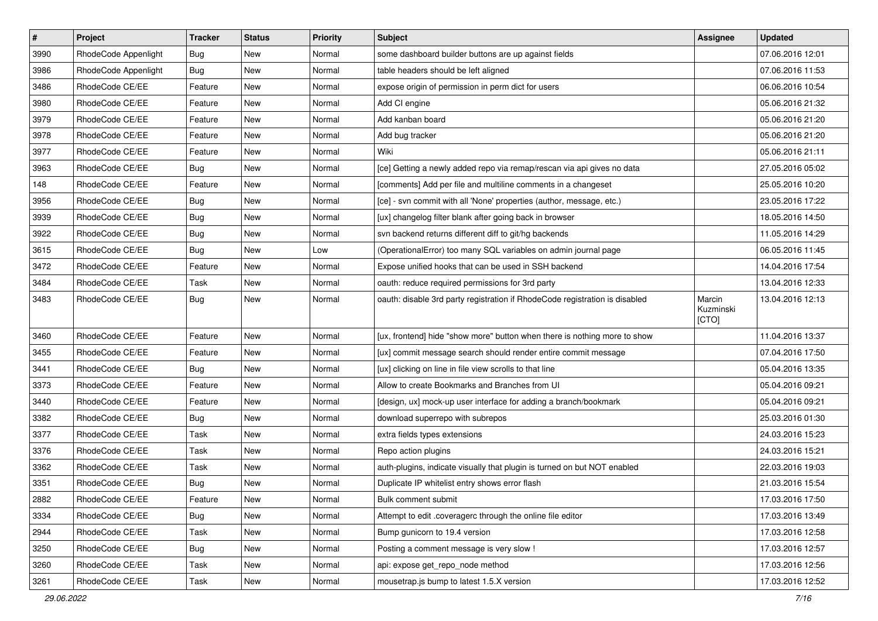| # | Project | Tracker | Status | Priority | Subject | Assignee | Updated |
|---|---|---|---|---|---|---|---|
| 3990 | RhodeCode Appenlight | Bug | New | Normal | some dashboard builder buttons are up against fields | | 07.06.2016 12:01 |
| 3986 | RhodeCode Appenlight | Bug | New | Normal | table headers should be left aligned | | 07.06.2016 11:53 |
| 3486 | RhodeCode CE/EE | Feature | New | Normal | expose origin of permission in perm dict for users | | 06.06.2016 10:54 |
| 3980 | RhodeCode CE/EE | Feature | New | Normal | Add CI engine | | 05.06.2016 21:32 |
| 3979 | RhodeCode CE/EE | Feature | New | Normal | Add kanban board | | 05.06.2016 21:20 |
| 3978 | RhodeCode CE/EE | Feature | New | Normal | Add bug tracker | | 05.06.2016 21:20 |
| 3977 | RhodeCode CE/EE | Feature | New | Normal | Wiki | | 05.06.2016 21:11 |
| 3963 | RhodeCode CE/EE | Bug | New | Normal | [ce] Getting a newly added repo via remap/rescan via api gives no data | | 27.05.2016 05:02 |
| 148 | RhodeCode CE/EE | Feature | New | Normal | [comments] Add per file and multiline comments in a changeset | | 25.05.2016 10:20 |
| 3956 | RhodeCode CE/EE | Bug | New | Normal | [ce] - svn commit with all 'None' properties (author, message, etc.) | | 23.05.2016 17:22 |
| 3939 | RhodeCode CE/EE | Bug | New | Normal | [ux] changelog filter blank after going back in browser | | 18.05.2016 14:50 |
| 3922 | RhodeCode CE/EE | Bug | New | Normal | svn backend returns different diff to git/hg backends | | 11.05.2016 14:29 |
| 3615 | RhodeCode CE/EE | Bug | New | Low | (OperationalError) too many SQL variables on admin journal page | | 06.05.2016 11:45 |
| 3472 | RhodeCode CE/EE | Feature | New | Normal | Expose unified hooks that can be used in SSH backend | | 14.04.2016 17:54 |
| 3484 | RhodeCode CE/EE | Task | New | Normal | oauth: reduce required permissions for 3rd party | | 13.04.2016 12:33 |
| 3483 | RhodeCode CE/EE | Bug | New | Normal | oauth: disable 3rd party registration if RhodeCode registration is disabled | Marcin Kuzminski [CTO] | 13.04.2016 12:13 |
| 3460 | RhodeCode CE/EE | Feature | New | Normal | [ux, frontend] hide "show more" button when there is nothing more to show | | 11.04.2016 13:37 |
| 3455 | RhodeCode CE/EE | Feature | New | Normal | [ux] commit message search should render entire commit message | | 07.04.2016 17:50 |
| 3441 | RhodeCode CE/EE | Bug | New | Normal | [ux] clicking on line in file view scrolls to that line | | 05.04.2016 13:35 |
| 3373 | RhodeCode CE/EE | Feature | New | Normal | Allow to create Bookmarks and Branches from UI | | 05.04.2016 09:21 |
| 3440 | RhodeCode CE/EE | Feature | New | Normal | [design, ux] mock-up user interface for adding a branch/bookmark | | 05.04.2016 09:21 |
| 3382 | RhodeCode CE/EE | Bug | New | Normal | download superrepo with subrepos | | 25.03.2016 01:30 |
| 3377 | RhodeCode CE/EE | Task | New | Normal | extra fields types extensions | | 24.03.2016 15:23 |
| 3376 | RhodeCode CE/EE | Task | New | Normal | Repo action plugins | | 24.03.2016 15:21 |
| 3362 | RhodeCode CE/EE | Task | New | Normal | auth-plugins, indicate visually that plugin is turned on but NOT enabled | | 22.03.2016 19:03 |
| 3351 | RhodeCode CE/EE | Bug | New | Normal | Duplicate IP whitelist entry shows error flash | | 21.03.2016 15:54 |
| 2882 | RhodeCode CE/EE | Feature | New | Normal | Bulk comment submit | | 17.03.2016 17:50 |
| 3334 | RhodeCode CE/EE | Bug | New | Normal | Attempt to edit .coveragerc through the online file editor | | 17.03.2016 13:49 |
| 2944 | RhodeCode CE/EE | Task | New | Normal | Bump gunicorn to 19.4 version | | 17.03.2016 12:58 |
| 3250 | RhodeCode CE/EE | Bug | New | Normal | Posting a comment message is very slow ! | | 17.03.2016 12:57 |
| 3260 | RhodeCode CE/EE | Task | New | Normal | api: expose get_repo_node method | | 17.03.2016 12:56 |
| 3261 | RhodeCode CE/EE | Task | New | Normal | mousetrap.js bump to latest 1.5.X version | | 17.03.2016 12:52 |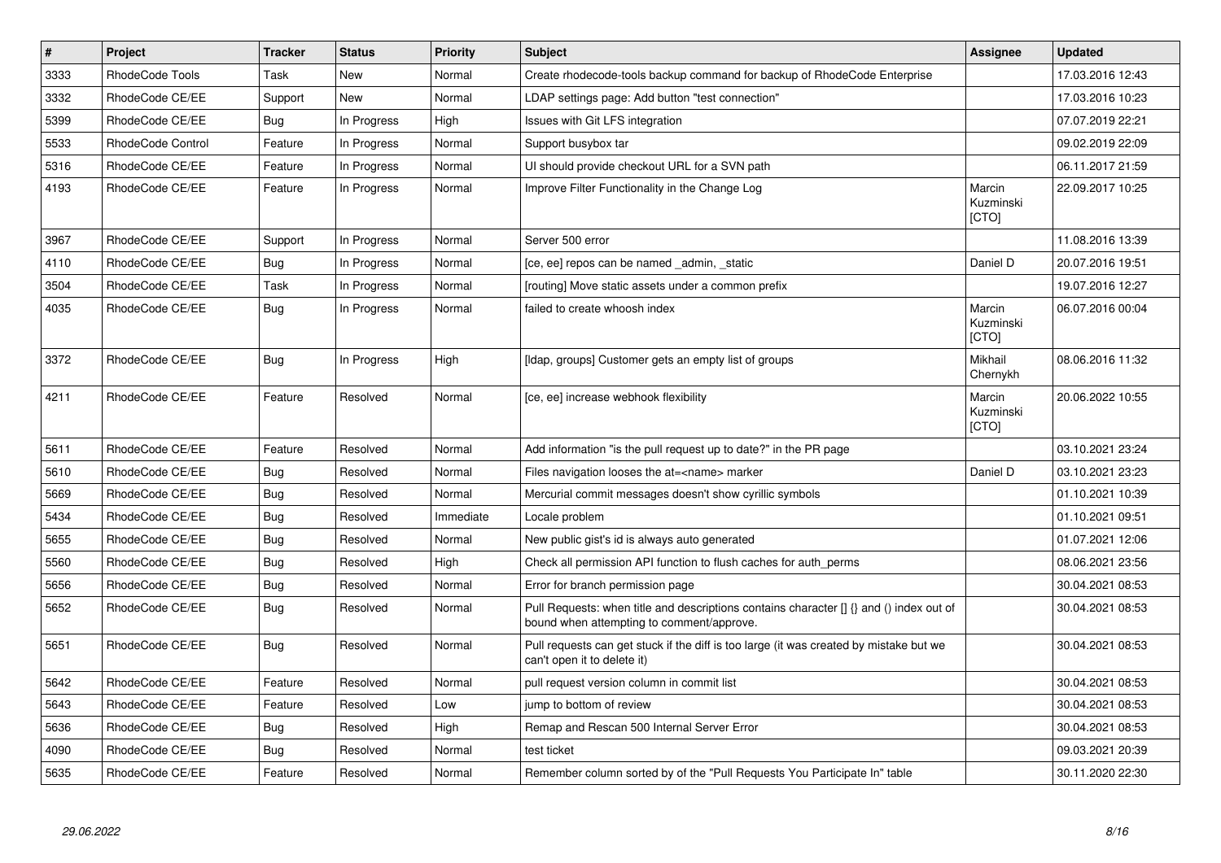| # | Project | Tracker | Status | Priority | Subject | Assignee | Updated |
|---|---|---|---|---|---|---|---|
| 3333 | RhodeCode Tools | Task | New | Normal | Create rhodecode-tools backup command for backup of RhodeCode Enterprise | | 17.03.2016 12:43 |
| 3332 | RhodeCode CE/EE | Support | New | Normal | LDAP settings page: Add button "test connection" | | 17.03.2016 10:23 |
| 5399 | RhodeCode CE/EE | Bug | In Progress | High | Issues with Git LFS integration | | 07.07.2019 22:21 |
| 5533 | RhodeCode Control | Feature | In Progress | Normal | Support busybox tar | | 09.02.2019 22:09 |
| 5316 | RhodeCode CE/EE | Feature | In Progress | Normal | UI should provide checkout URL for a SVN path | | 06.11.2017 21:59 |
| 4193 | RhodeCode CE/EE | Feature | In Progress | Normal | Improve Filter Functionality in the Change Log | Marcin Kuzminski [CTO] | 22.09.2017 10:25 |
| 3967 | RhodeCode CE/EE | Support | In Progress | Normal | Server 500 error | | 11.08.2016 13:39 |
| 4110 | RhodeCode CE/EE | Bug | In Progress | Normal | [ce, ee] repos can be named _admin, _static | Daniel D | 20.07.2016 19:51 |
| 3504 | RhodeCode CE/EE | Task | In Progress | Normal | [routing] Move static assets under a common prefix | | 19.07.2016 12:27 |
| 4035 | RhodeCode CE/EE | Bug | In Progress | Normal | failed to create whoosh index | Marcin Kuzminski [CTO] | 06.07.2016 00:04 |
| 3372 | RhodeCode CE/EE | Bug | In Progress | High | [ldap, groups] Customer gets an empty list of groups | Mikhail Chernykh | 08.06.2016 11:32 |
| 4211 | RhodeCode CE/EE | Feature | Resolved | Normal | [ce, ee] increase webhook flexibility | Marcin Kuzminski [CTO] | 20.06.2022 10:55 |
| 5611 | RhodeCode CE/EE | Feature | Resolved | Normal | Add information "is the pull request up to date?" in the PR page | | 03.10.2021 23:24 |
| 5610 | RhodeCode CE/EE | Bug | Resolved | Normal | Files navigation looses the at=<name> marker | Daniel D | 03.10.2021 23:23 |
| 5669 | RhodeCode CE/EE | Bug | Resolved | Normal | Mercurial commit messages doesn't show cyrillic symbols | | 01.10.2021 10:39 |
| 5434 | RhodeCode CE/EE | Bug | Resolved | Immediate | Locale problem | | 01.10.2021 09:51 |
| 5655 | RhodeCode CE/EE | Bug | Resolved | Normal | New public gist's id is always auto generated | | 01.07.2021 12:06 |
| 5560 | RhodeCode CE/EE | Bug | Resolved | High | Check all permission API function to flush caches for auth_perms | | 08.06.2021 23:56 |
| 5656 | RhodeCode CE/EE | Bug | Resolved | Normal | Error for branch permission page | | 30.04.2021 08:53 |
| 5652 | RhodeCode CE/EE | Bug | Resolved | Normal | Pull Requests: when title and descriptions contains character [] {} and () index out of bound when attempting to comment/approve. | | 30.04.2021 08:53 |
| 5651 | RhodeCode CE/EE | Bug | Resolved | Normal | Pull requests can get stuck if the diff is too large (it was created by mistake but we can't open it to delete it) | | 30.04.2021 08:53 |
| 5642 | RhodeCode CE/EE | Feature | Resolved | Normal | pull request version column in commit list | | 30.04.2021 08:53 |
| 5643 | RhodeCode CE/EE | Feature | Resolved | Low | jump to bottom of review | | 30.04.2021 08:53 |
| 5636 | RhodeCode CE/EE | Bug | Resolved | High | Remap and Rescan 500 Internal Server Error | | 30.04.2021 08:53 |
| 4090 | RhodeCode CE/EE | Bug | Resolved | Normal | test ticket | | 09.03.2021 20:39 |
| 5635 | RhodeCode CE/EE | Feature | Resolved | Normal | Remember column sorted by of the "Pull Requests You Participate In" table | | 30.11.2020 22:30 |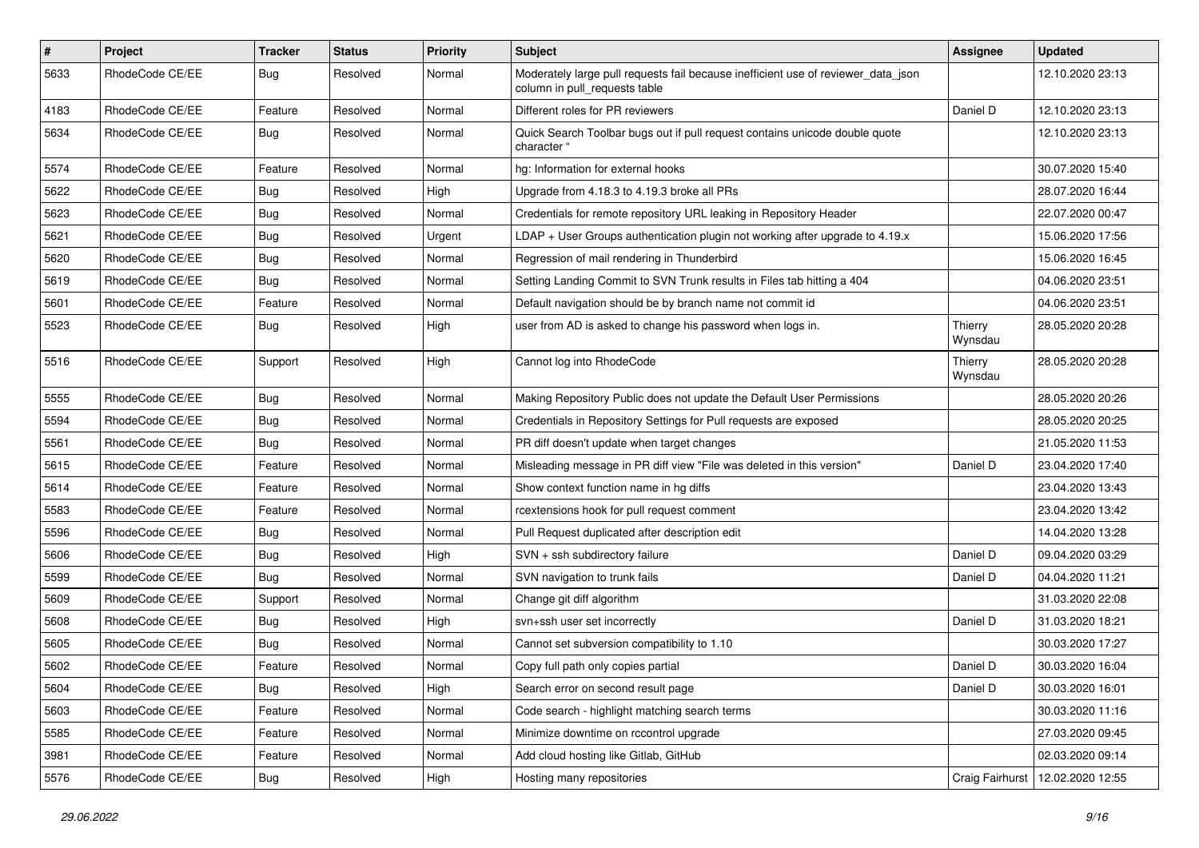| # | Project | Tracker | Status | Priority | Subject | Assignee | Updated |
|---|---|---|---|---|---|---|---|
| 5633 | RhodeCode CE/EE | Bug | Resolved | Normal | Moderately large pull requests fail because inefficient use of reviewer_data_json column in pull_requests table | | 12.10.2020 23:13 |
| 4183 | RhodeCode CE/EE | Feature | Resolved | Normal | Different roles for PR reviewers | Daniel D | 12.10.2020 23:13 |
| 5634 | RhodeCode CE/EE | Bug | Resolved | Normal | Quick Search Toolbar bugs out if pull request contains unicode double quote character " | | 12.10.2020 23:13 |
| 5574 | RhodeCode CE/EE | Feature | Resolved | Normal | hg: Information for external hooks | | 30.07.2020 15:40 |
| 5622 | RhodeCode CE/EE | Bug | Resolved | High | Upgrade from 4.18.3 to 4.19.3 broke all PRs | | 28.07.2020 16:44 |
| 5623 | RhodeCode CE/EE | Bug | Resolved | Normal | Credentials for remote repository URL leaking in Repository Header | | 22.07.2020 00:47 |
| 5621 | RhodeCode CE/EE | Bug | Resolved | Urgent | LDAP + User Groups authentication plugin not working after upgrade to 4.19.x | | 15.06.2020 17:56 |
| 5620 | RhodeCode CE/EE | Bug | Resolved | Normal | Regression of mail rendering in Thunderbird | | 15.06.2020 16:45 |
| 5619 | RhodeCode CE/EE | Bug | Resolved | Normal | Setting Landing Commit to SVN Trunk results in Files tab hitting a 404 | | 04.06.2020 23:51 |
| 5601 | RhodeCode CE/EE | Feature | Resolved | Normal | Default navigation should be by branch name not commit id | | 04.06.2020 23:51 |
| 5523 | RhodeCode CE/EE | Bug | Resolved | High | user from AD is asked to change his password when logs in. | Thierry Wynsdau | 28.05.2020 20:28 |
| 5516 | RhodeCode CE/EE | Support | Resolved | High | Cannot log into RhodeCode | Thierry Wynsdau | 28.05.2020 20:28 |
| 5555 | RhodeCode CE/EE | Bug | Resolved | Normal | Making Repository Public does not update the Default User Permissions | | 28.05.2020 20:26 |
| 5594 | RhodeCode CE/EE | Bug | Resolved | Normal | Credentials in Repository Settings for Pull requests are exposed | | 28.05.2020 20:25 |
| 5561 | RhodeCode CE/EE | Bug | Resolved | Normal | PR diff doesn't update when target changes | | 21.05.2020 11:53 |
| 5615 | RhodeCode CE/EE | Feature | Resolved | Normal | Misleading message in PR diff view "File was deleted in this version" | Daniel D | 23.04.2020 17:40 |
| 5614 | RhodeCode CE/EE | Feature | Resolved | Normal | Show context function name in hg diffs | | 23.04.2020 13:43 |
| 5583 | RhodeCode CE/EE | Feature | Resolved | Normal | rcextensions hook for pull request comment | | 23.04.2020 13:42 |
| 5596 | RhodeCode CE/EE | Bug | Resolved | Normal | Pull Request duplicated after description edit | | 14.04.2020 13:28 |
| 5606 | RhodeCode CE/EE | Bug | Resolved | High | SVN + ssh subdirectory failure | Daniel D | 09.04.2020 03:29 |
| 5599 | RhodeCode CE/EE | Bug | Resolved | Normal | SVN navigation to trunk fails | Daniel D | 04.04.2020 11:21 |
| 5609 | RhodeCode CE/EE | Support | Resolved | Normal | Change git diff algorithm | | 31.03.2020 22:08 |
| 5608 | RhodeCode CE/EE | Bug | Resolved | High | svn+ssh user set incorrectly | Daniel D | 31.03.2020 18:21 |
| 5605 | RhodeCode CE/EE | Bug | Resolved | Normal | Cannot set subversion compatibility to 1.10 | | 30.03.2020 17:27 |
| 5602 | RhodeCode CE/EE | Feature | Resolved | Normal | Copy full path only copies partial | Daniel D | 30.03.2020 16:04 |
| 5604 | RhodeCode CE/EE | Bug | Resolved | High | Search error on second result page | Daniel D | 30.03.2020 16:01 |
| 5603 | RhodeCode CE/EE | Feature | Resolved | Normal | Code search - highlight matching search terms | | 30.03.2020 11:16 |
| 5585 | RhodeCode CE/EE | Feature | Resolved | Normal | Minimize downtime on rccontrol upgrade | | 27.03.2020 09:45 |
| 3981 | RhodeCode CE/EE | Feature | Resolved | Normal | Add cloud hosting like Gitlab, GitHub | | 02.03.2020 09:14 |
| 5576 | RhodeCode CE/EE | Bug | Resolved | High | Hosting many repositories | Craig Fairhurst | 12.02.2020 12:55 |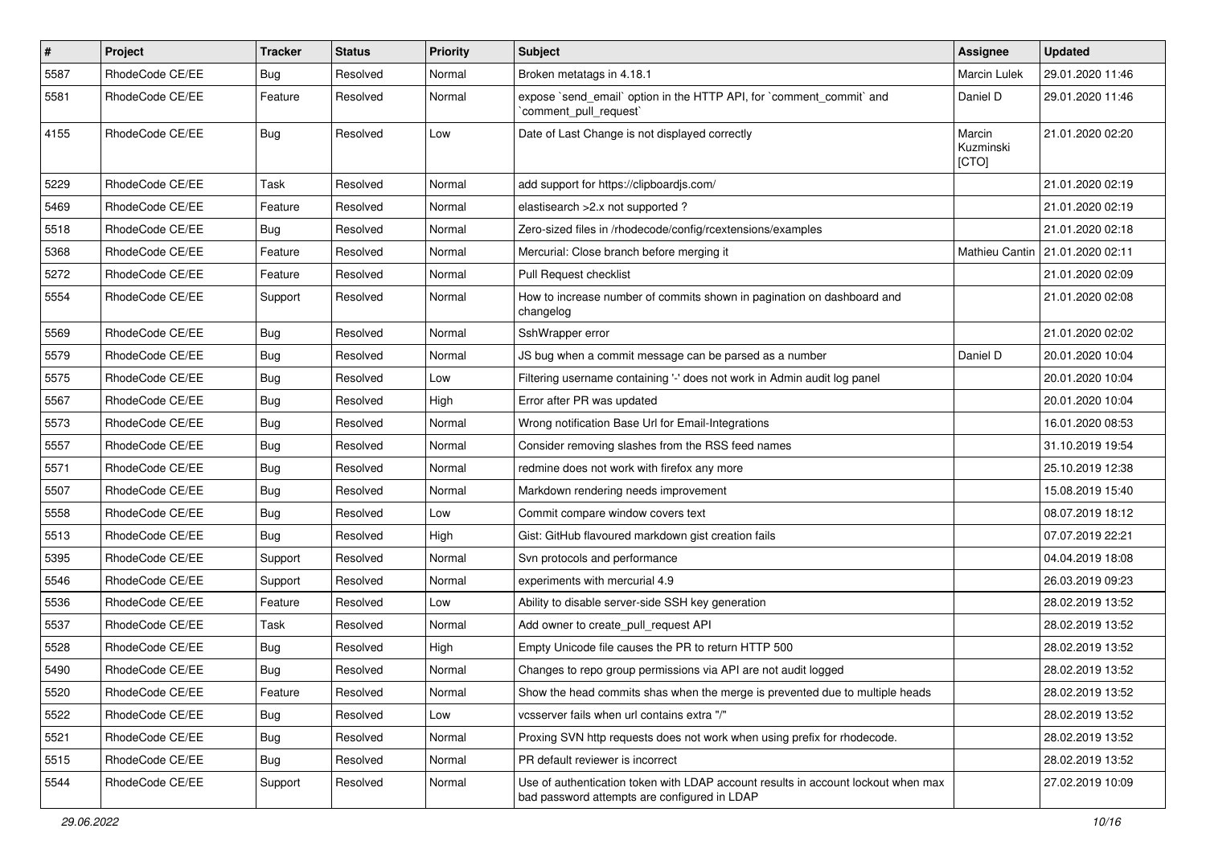| # | Project | Tracker | Status | Priority | Subject | Assignee | Updated |
|---|---|---|---|---|---|---|---|
| 5587 | RhodeCode CE/EE | Bug | Resolved | Normal | Broken metatags in 4.18.1 | Marcin Lulek | 29.01.2020 11:46 |
| 5581 | RhodeCode CE/EE | Feature | Resolved | Normal | expose `send_email` option in the HTTP API, for `comment_commit` and `comment_pull_request` | Daniel D | 29.01.2020 11:46 |
| 4155 | RhodeCode CE/EE | Bug | Resolved | Low | Date of Last Change is not displayed correctly | Marcin Kuzminski [CTO] | 21.01.2020 02:20 |
| 5229 | RhodeCode CE/EE | Task | Resolved | Normal | add support for https://clipboardjs.com/ | | 21.01.2020 02:19 |
| 5469 | RhodeCode CE/EE | Feature | Resolved | Normal | elastisearch >2.x not supported ? | | 21.01.2020 02:19 |
| 5518 | RhodeCode CE/EE | Bug | Resolved | Normal | Zero-sized files in /rhodecode/config/rcextensions/examples | | 21.01.2020 02:18 |
| 5368 | RhodeCode CE/EE | Feature | Resolved | Normal | Mercurial: Close branch before merging it | Mathieu Cantin | 21.01.2020 02:11 |
| 5272 | RhodeCode CE/EE | Feature | Resolved | Normal | Pull Request checklist | | 21.01.2020 02:09 |
| 5554 | RhodeCode CE/EE | Support | Resolved | Normal | How to increase number of commits shown in pagination on dashboard and changelog | | 21.01.2020 02:08 |
| 5569 | RhodeCode CE/EE | Bug | Resolved | Normal | SshWrapper error | | 21.01.2020 02:02 |
| 5579 | RhodeCode CE/EE | Bug | Resolved | Normal | JS bug when a commit message can be parsed as a number | Daniel D | 20.01.2020 10:04 |
| 5575 | RhodeCode CE/EE | Bug | Resolved | Low | Filtering username containing '-' does not work in Admin audit log panel | | 20.01.2020 10:04 |
| 5567 | RhodeCode CE/EE | Bug | Resolved | High | Error after PR was updated | | 20.01.2020 10:04 |
| 5573 | RhodeCode CE/EE | Bug | Resolved | Normal | Wrong notification Base Url for Email-Integrations | | 16.01.2020 08:53 |
| 5557 | RhodeCode CE/EE | Bug | Resolved | Normal | Consider removing slashes from the RSS feed names | | 31.10.2019 19:54 |
| 5571 | RhodeCode CE/EE | Bug | Resolved | Normal | redmine does not work with firefox any more | | 25.10.2019 12:38 |
| 5507 | RhodeCode CE/EE | Bug | Resolved | Normal | Markdown rendering needs improvement | | 15.08.2019 15:40 |
| 5558 | RhodeCode CE/EE | Bug | Resolved | Low | Commit compare window covers text | | 08.07.2019 18:12 |
| 5513 | RhodeCode CE/EE | Bug | Resolved | High | Gist: GitHub flavoured markdown gist creation fails | | 07.07.2019 22:21 |
| 5395 | RhodeCode CE/EE | Support | Resolved | Normal | Svn protocols and performance | | 04.04.2019 18:08 |
| 5546 | RhodeCode CE/EE | Support | Resolved | Normal | experiments with mercurial 4.9 | | 26.03.2019 09:23 |
| 5536 | RhodeCode CE/EE | Feature | Resolved | Low | Ability to disable server-side SSH key generation | | 28.02.2019 13:52 |
| 5537 | RhodeCode CE/EE | Task | Resolved | Normal | Add owner to create_pull_request API | | 28.02.2019 13:52 |
| 5528 | RhodeCode CE/EE | Bug | Resolved | High | Empty Unicode file causes the PR to return HTTP 500 | | 28.02.2019 13:52 |
| 5490 | RhodeCode CE/EE | Bug | Resolved | Normal | Changes to repo group permissions via API are not audit logged | | 28.02.2019 13:52 |
| 5520 | RhodeCode CE/EE | Feature | Resolved | Normal | Show the head commits shas when the merge is prevented due to multiple heads | | 28.02.2019 13:52 |
| 5522 | RhodeCode CE/EE | Bug | Resolved | Low | vcsserver fails when url contains extra "/" | | 28.02.2019 13:52 |
| 5521 | RhodeCode CE/EE | Bug | Resolved | Normal | Proxing SVN http requests does not work when using prefix for rhodecode. | | 28.02.2019 13:52 |
| 5515 | RhodeCode CE/EE | Bug | Resolved | Normal | PR default reviewer is incorrect | | 28.02.2019 13:52 |
| 5544 | RhodeCode CE/EE | Support | Resolved | Normal | Use of authentication token with LDAP account results in account lockout when max bad password attempts are configured in LDAP | | 27.02.2019 10:09 |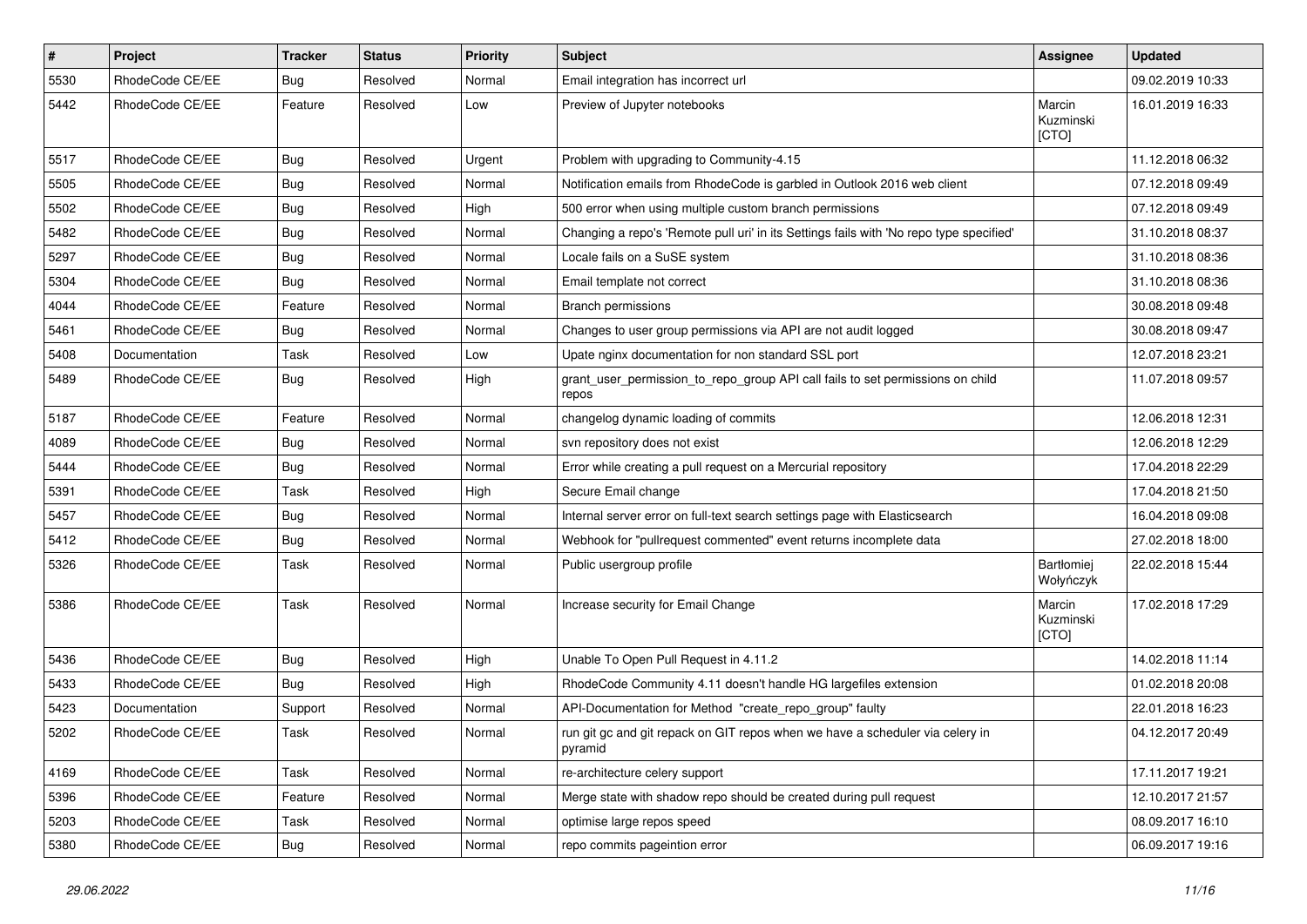| # | Project | Tracker | Status | Priority | Subject | Assignee | Updated |
|---|---|---|---|---|---|---|---|
| 5530 | RhodeCode CE/EE | Bug | Resolved | Normal | Email integration has incorrect url | | 09.02.2019 10:33 |
| 5442 | RhodeCode CE/EE | Feature | Resolved | Low | Preview of Jupyter notebooks | Marcin Kuzminski [CTO] | 16.01.2019 16:33 |
| 5517 | RhodeCode CE/EE | Bug | Resolved | Urgent | Problem with upgrading to Community-4.15 | | 11.12.2018 06:32 |
| 5505 | RhodeCode CE/EE | Bug | Resolved | Normal | Notification emails from RhodeCode is garbled in Outlook 2016 web client | | 07.12.2018 09:49 |
| 5502 | RhodeCode CE/EE | Bug | Resolved | High | 500 error when using multiple custom branch permissions | | 07.12.2018 09:49 |
| 5482 | RhodeCode CE/EE | Bug | Resolved | Normal | Changing a repo's 'Remote pull uri' in its Settings fails with 'No repo type specified' | | 31.10.2018 08:37 |
| 5297 | RhodeCode CE/EE | Bug | Resolved | Normal | Locale fails on a SuSE system | | 31.10.2018 08:36 |
| 5304 | RhodeCode CE/EE | Bug | Resolved | Normal | Email template not correct | | 31.10.2018 08:36 |
| 4044 | RhodeCode CE/EE | Feature | Resolved | Normal | Branch permissions | | 30.08.2018 09:48 |
| 5461 | RhodeCode CE/EE | Bug | Resolved | Normal | Changes to user group permissions via API are not audit logged | | 30.08.2018 09:47 |
| 5408 | Documentation | Task | Resolved | Low | Upate nginx documentation for non standard SSL port | | 12.07.2018 23:21 |
| 5489 | RhodeCode CE/EE | Bug | Resolved | High | grant_user_permission_to_repo_group API call fails to set permissions on child repos | | 11.07.2018 09:57 |
| 5187 | RhodeCode CE/EE | Feature | Resolved | Normal | changelog dynamic loading of commits | | 12.06.2018 12:31 |
| 4089 | RhodeCode CE/EE | Bug | Resolved | Normal | svn repository does not exist | | 12.06.2018 12:29 |
| 5444 | RhodeCode CE/EE | Bug | Resolved | Normal | Error while creating a pull request on a Mercurial repository | | 17.04.2018 22:29 |
| 5391 | RhodeCode CE/EE | Task | Resolved | High | Secure Email change | | 17.04.2018 21:50 |
| 5457 | RhodeCode CE/EE | Bug | Resolved | Normal | Internal server error on full-text search settings page with Elasticsearch | | 16.04.2018 09:08 |
| 5412 | RhodeCode CE/EE | Bug | Resolved | Normal | Webhook for "pullrequest commented" event returns incomplete data | | 27.02.2018 18:00 |
| 5326 | RhodeCode CE/EE | Task | Resolved | Normal | Public usergroup profile | Bartłomiej Wołyńczyk | 22.02.2018 15:44 |
| 5386 | RhodeCode CE/EE | Task | Resolved | Normal | Increase security for Email Change | Marcin Kuzminski [CTO] | 17.02.2018 17:29 |
| 5436 | RhodeCode CE/EE | Bug | Resolved | High | Unable To Open Pull Request in 4.11.2 | | 14.02.2018 11:14 |
| 5433 | RhodeCode CE/EE | Bug | Resolved | High | RhodeCode Community 4.11 doesn't handle HG largefiles extension | | 01.02.2018 20:08 |
| 5423 | Documentation | Support | Resolved | Normal | API-Documentation for Method "create_repo_group" faulty | | 22.01.2018 16:23 |
| 5202 | RhodeCode CE/EE | Task | Resolved | Normal | run git gc and git repack on GIT repos when we have a scheduler via celery in pyramid | | 04.12.2017 20:49 |
| 4169 | RhodeCode CE/EE | Task | Resolved | Normal | re-architecture celery support | | 17.11.2017 19:21 |
| 5396 | RhodeCode CE/EE | Feature | Resolved | Normal | Merge state with shadow repo should be created during pull request | | 12.10.2017 21:57 |
| 5203 | RhodeCode CE/EE | Task | Resolved | Normal | optimise large repos speed | | 08.09.2017 16:10 |
| 5380 | RhodeCode CE/EE | Bug | Resolved | Normal | repo commits pageintion error | | 06.09.2017 19:16 |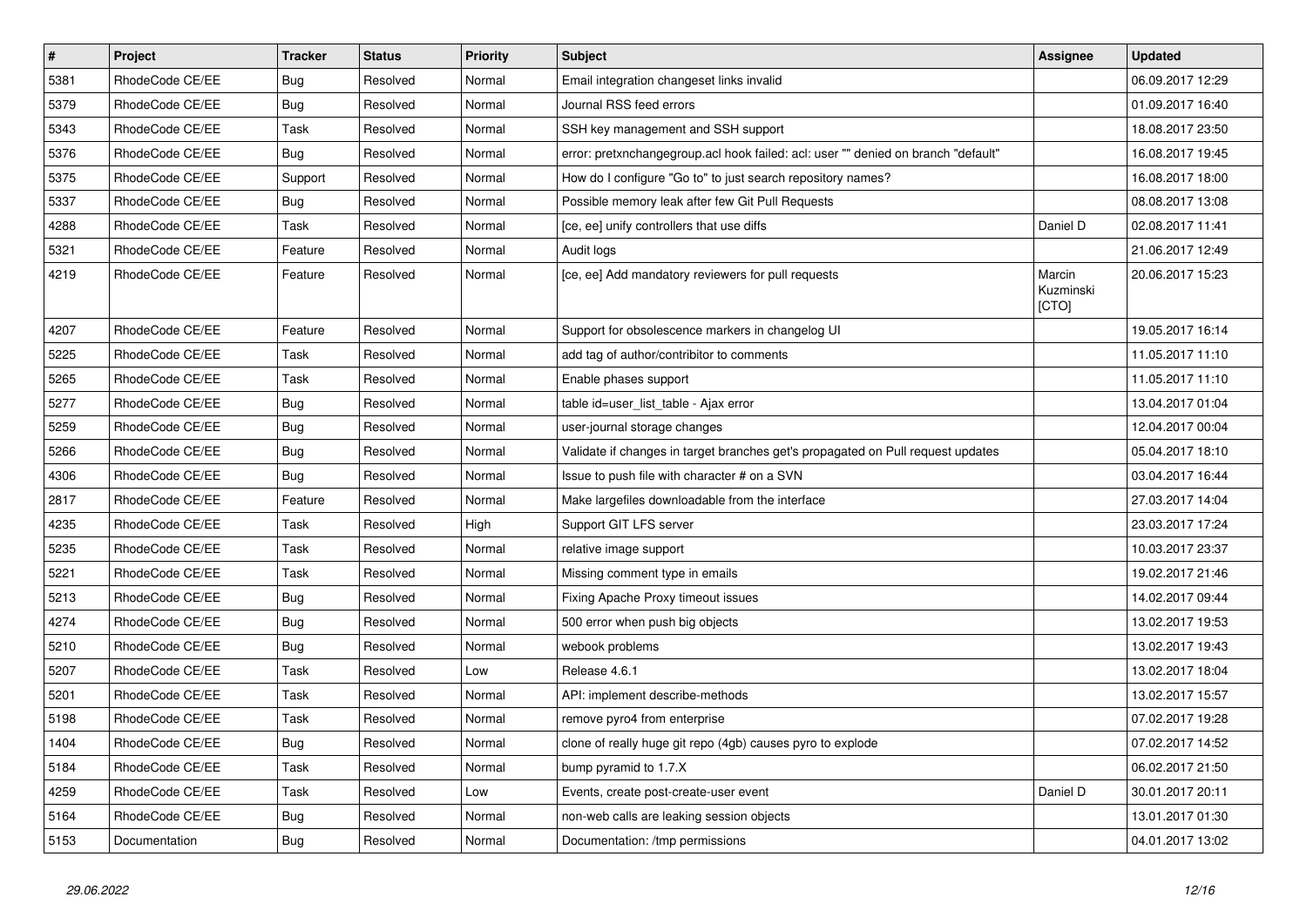| # | Project | Tracker | Status | Priority | Subject | Assignee | Updated |
|---|---|---|---|---|---|---|---|
| 5381 | RhodeCode CE/EE | Bug | Resolved | Normal | Email integration changeset links invalid | | 06.09.2017 12:29 |
| 5379 | RhodeCode CE/EE | Bug | Resolved | Normal | Journal RSS feed errors | | 01.09.2017 16:40 |
| 5343 | RhodeCode CE/EE | Task | Resolved | Normal | SSH key management and SSH support | | 18.08.2017 23:50 |
| 5376 | RhodeCode CE/EE | Bug | Resolved | Normal | error: pretxnchangegroup.acl hook failed: acl: user "" denied on branch "default" | | 16.08.2017 19:45 |
| 5375 | RhodeCode CE/EE | Support | Resolved | Normal | How do I configure "Go to" to just search repository names? | | 16.08.2017 18:00 |
| 5337 | RhodeCode CE/EE | Bug | Resolved | Normal | Possible memory leak after few Git Pull Requests | | 08.08.2017 13:08 |
| 4288 | RhodeCode CE/EE | Task | Resolved | Normal | [ce, ee] unify controllers that use diffs | Daniel D | 02.08.2017 11:41 |
| 5321 | RhodeCode CE/EE | Feature | Resolved | Normal | Audit logs | | 21.06.2017 12:49 |
| 4219 | RhodeCode CE/EE | Feature | Resolved | Normal | [ce, ee] Add mandatory reviewers for pull requests | Marcin Kuzminski [CTO] | 20.06.2017 15:23 |
| 4207 | RhodeCode CE/EE | Feature | Resolved | Normal | Support for obsolescence markers in changelog UI | | 19.05.2017 16:14 |
| 5225 | RhodeCode CE/EE | Task | Resolved | Normal | add tag of author/contribitor to comments | | 11.05.2017 11:10 |
| 5265 | RhodeCode CE/EE | Task | Resolved | Normal | Enable phases support | | 11.05.2017 11:10 |
| 5277 | RhodeCode CE/EE | Bug | Resolved | Normal | table id=user_list_table - Ajax error | | 13.04.2017 01:04 |
| 5259 | RhodeCode CE/EE | Bug | Resolved | Normal | user-journal storage changes | | 12.04.2017 00:04 |
| 5266 | RhodeCode CE/EE | Bug | Resolved | Normal | Validate if changes in target branches get's propagated on Pull request updates | | 05.04.2017 18:10 |
| 4306 | RhodeCode CE/EE | Bug | Resolved | Normal | Issue to push file with character # on a SVN | | 03.04.2017 16:44 |
| 2817 | RhodeCode CE/EE | Feature | Resolved | Normal | Make largefiles downloadable from the interface | | 27.03.2017 14:04 |
| 4235 | RhodeCode CE/EE | Task | Resolved | High | Support GIT LFS server | | 23.03.2017 17:24 |
| 5235 | RhodeCode CE/EE | Task | Resolved | Normal | relative image support | | 10.03.2017 23:37 |
| 5221 | RhodeCode CE/EE | Task | Resolved | Normal | Missing comment type in emails | | 19.02.2017 21:46 |
| 5213 | RhodeCode CE/EE | Bug | Resolved | Normal | Fixing Apache Proxy timeout issues | | 14.02.2017 09:44 |
| 4274 | RhodeCode CE/EE | Bug | Resolved | Normal | 500 error when push big objects | | 13.02.2017 19:53 |
| 5210 | RhodeCode CE/EE | Bug | Resolved | Normal | webook problems | | 13.02.2017 19:43 |
| 5207 | RhodeCode CE/EE | Task | Resolved | Low | Release 4.6.1 | | 13.02.2017 18:04 |
| 5201 | RhodeCode CE/EE | Task | Resolved | Normal | API: implement describe-methods | | 13.02.2017 15:57 |
| 5198 | RhodeCode CE/EE | Task | Resolved | Normal | remove pyro4 from enterprise | | 07.02.2017 19:28 |
| 1404 | RhodeCode CE/EE | Bug | Resolved | Normal | clone of really huge git repo (4gb) causes pyro to explode | | 07.02.2017 14:52 |
| 5184 | RhodeCode CE/EE | Task | Resolved | Normal | bump pyramid to 1.7.X | | 06.02.2017 21:50 |
| 4259 | RhodeCode CE/EE | Task | Resolved | Low | Events, create post-create-user event | Daniel D | 30.01.2017 20:11 |
| 5164 | RhodeCode CE/EE | Bug | Resolved | Normal | non-web calls are leaking session objects | | 13.01.2017 01:30 |
| 5153 | Documentation | Bug | Resolved | Normal | Documentation: /tmp permissions | | 04.01.2017 13:02 |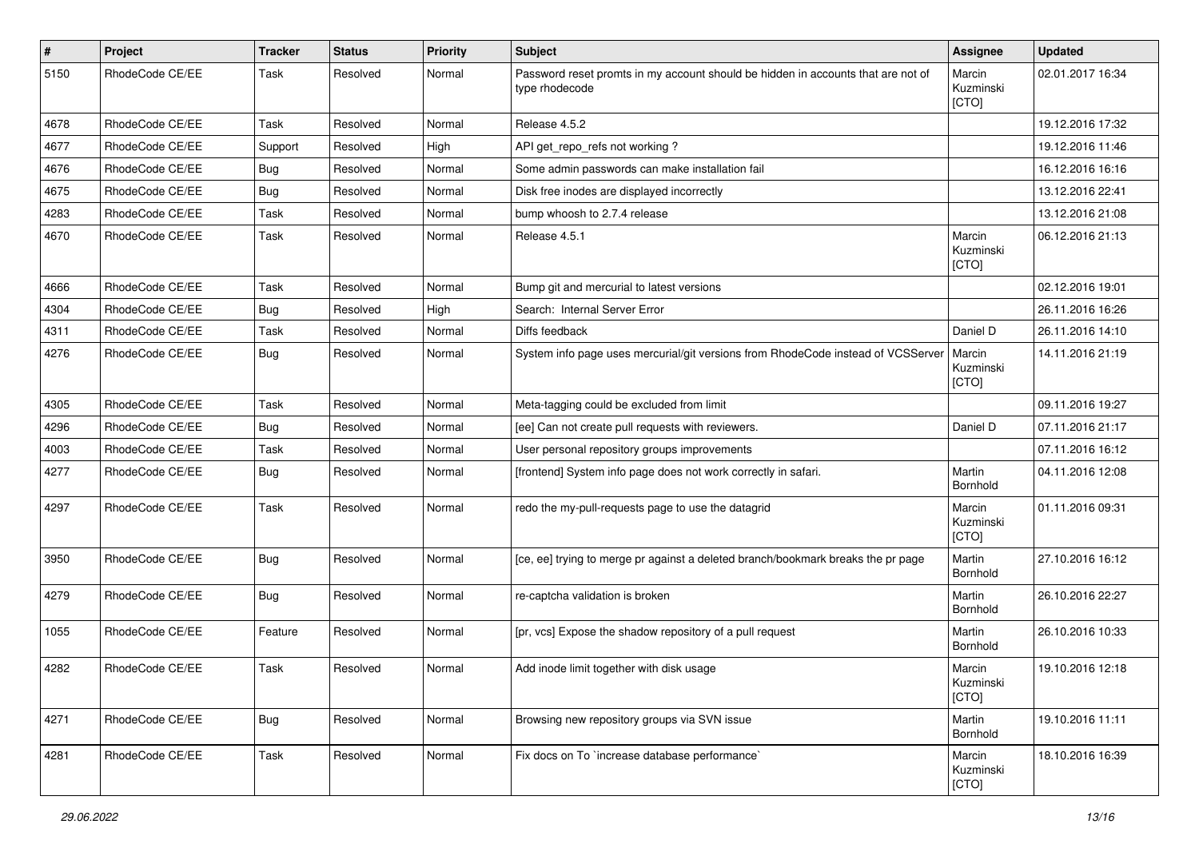| # | Project | Tracker | Status | Priority | Subject | Assignee | Updated |
|---|---|---|---|---|---|---|---|
| 5150 | RhodeCode CE/EE | Task | Resolved | Normal | Password reset promts in my account should be hidden in accounts that are not of type rhodecode | Marcin Kuzminski [CTO] | 02.01.2017 16:34 |
| 4678 | RhodeCode CE/EE | Task | Resolved | Normal | Release 4.5.2 | | 19.12.2016 17:32 |
| 4677 | RhodeCode CE/EE | Support | Resolved | High | API get_repo_refs not working ? | | 19.12.2016 11:46 |
| 4676 | RhodeCode CE/EE | Bug | Resolved | Normal | Some admin passwords can make installation fail | | 16.12.2016 16:16 |
| 4675 | RhodeCode CE/EE | Bug | Resolved | Normal | Disk free inodes are displayed incorrectly | | 13.12.2016 22:41 |
| 4283 | RhodeCode CE/EE | Task | Resolved | Normal | bump whoosh to 2.7.4 release | | 13.12.2016 21:08 |
| 4670 | RhodeCode CE/EE | Task | Resolved | Normal | Release 4.5.1 | Marcin Kuzminski [CTO] | 06.12.2016 21:13 |
| 4666 | RhodeCode CE/EE | Task | Resolved | Normal | Bump git and mercurial to latest versions | | 02.12.2016 19:01 |
| 4304 | RhodeCode CE/EE | Bug | Resolved | High | Search: Internal Server Error | | 26.11.2016 16:26 |
| 4311 | RhodeCode CE/EE | Task | Resolved | Normal | Diffs feedback | Daniel D | 26.11.2016 14:10 |
| 4276 | RhodeCode CE/EE | Bug | Resolved | Normal | System info page uses mercurial/git versions from RhodeCode instead of VCSServer | Marcin Kuzminski [CTO] | 14.11.2016 21:19 |
| 4305 | RhodeCode CE/EE | Task | Resolved | Normal | Meta-tagging could be excluded from limit | | 09.11.2016 19:27 |
| 4296 | RhodeCode CE/EE | Bug | Resolved | Normal | [ee] Can not create pull requests with reviewers. | Daniel D | 07.11.2016 21:17 |
| 4003 | RhodeCode CE/EE | Task | Resolved | Normal | User personal repository groups improvements | | 07.11.2016 16:12 |
| 4277 | RhodeCode CE/EE | Bug | Resolved | Normal | [frontend] System info page does not work correctly in safari. | Martin Bornhold | 04.11.2016 12:08 |
| 4297 | RhodeCode CE/EE | Task | Resolved | Normal | redo the my-pull-requests page to use the datagrid | Marcin Kuzminski [CTO] | 01.11.2016 09:31 |
| 3950 | RhodeCode CE/EE | Bug | Resolved | Normal | [ce, ee] trying to merge pr against a deleted branch/bookmark breaks the pr page | Martin Bornhold | 27.10.2016 16:12 |
| 4279 | RhodeCode CE/EE | Bug | Resolved | Normal | re-captcha validation is broken | Martin Bornhold | 26.10.2016 22:27 |
| 1055 | RhodeCode CE/EE | Feature | Resolved | Normal | [pr, vcs] Expose the shadow repository of a pull request | Martin Bornhold | 26.10.2016 10:33 |
| 4282 | RhodeCode CE/EE | Task | Resolved | Normal | Add inode limit together with disk usage | Marcin Kuzminski [CTO] | 19.10.2016 12:18 |
| 4271 | RhodeCode CE/EE | Bug | Resolved | Normal | Browsing new repository groups via SVN issue | Martin Bornhold | 19.10.2016 11:11 |
| 4281 | RhodeCode CE/EE | Task | Resolved | Normal | Fix docs on To `increase database performance` | Marcin Kuzminski [CTO] | 18.10.2016 16:39 |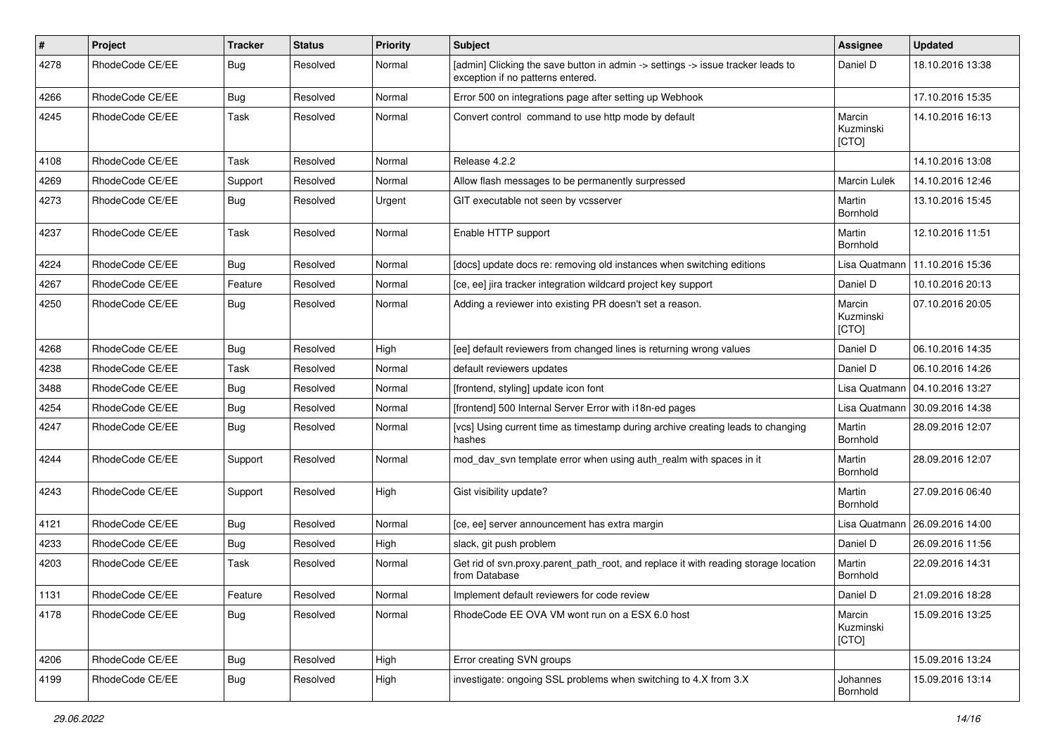| # | Project | Tracker | Status | Priority | Subject | Assignee | Updated |
|---|---|---|---|---|---|---|---|
| 4278 | RhodeCode CE/EE | Bug | Resolved | Normal | [admin] Clicking the save button in admin -> settings -> issue tracker leads to exception if no patterns entered. | Daniel D | 18.10.2016 13:38 |
| 4266 | RhodeCode CE/EE | Bug | Resolved | Normal | Error 500 on integrations page after setting up Webhook | | 17.10.2016 15:35 |
| 4245 | RhodeCode CE/EE | Task | Resolved | Normal | Convert control command to use http mode by default | Marcin Kuzminski [CTO] | 14.10.2016 16:13 |
| 4108 | RhodeCode CE/EE | Task | Resolved | Normal | Release 4.2.2 | | 14.10.2016 13:08 |
| 4269 | RhodeCode CE/EE | Support | Resolved | Normal | Allow flash messages to be permanently surpressed | Marcin Lulek | 14.10.2016 12:46 |
| 4273 | RhodeCode CE/EE | Bug | Resolved | Urgent | GIT executable not seen by vcsserver | Martin Bornhold | 13.10.2016 15:45 |
| 4237 | RhodeCode CE/EE | Task | Resolved | Normal | Enable HTTP support | Martin Bornhold | 12.10.2016 11:51 |
| 4224 | RhodeCode CE/EE | Bug | Resolved | Normal | [docs] update docs re: removing old instances when switching editions | Lisa Quatmann | 11.10.2016 15:36 |
| 4267 | RhodeCode CE/EE | Feature | Resolved | Normal | [ce, ee] jira tracker integration wildcard project key support | Daniel D | 10.10.2016 20:13 |
| 4250 | RhodeCode CE/EE | Bug | Resolved | Normal | Adding a reviewer into existing PR doesn't set a reason. | Marcin Kuzminski [CTO] | 07.10.2016 20:05 |
| 4268 | RhodeCode CE/EE | Bug | Resolved | High | [ee] default reviewers from changed lines is returning wrong values | Daniel D | 06.10.2016 14:35 |
| 4238 | RhodeCode CE/EE | Task | Resolved | Normal | default reviewers updates | Daniel D | 06.10.2016 14:26 |
| 3488 | RhodeCode CE/EE | Bug | Resolved | Normal | [frontend, styling] update icon font | Lisa Quatmann | 04.10.2016 13:27 |
| 4254 | RhodeCode CE/EE | Bug | Resolved | Normal | [frontend] 500 Internal Server Error with i18n-ed pages | Lisa Quatmann | 30.09.2016 14:38 |
| 4247 | RhodeCode CE/EE | Bug | Resolved | Normal | [vcs] Using current time as timestamp during archive creating leads to changing hashes | Martin Bornhold | 28.09.2016 12:07 |
| 4244 | RhodeCode CE/EE | Support | Resolved | Normal | mod_dav_svn template error when using auth_realm with spaces in it | Martin Bornhold | 28.09.2016 12:07 |
| 4243 | RhodeCode CE/EE | Support | Resolved | High | Gist visibility update? | Martin Bornhold | 27.09.2016 06:40 |
| 4121 | RhodeCode CE/EE | Bug | Resolved | Normal | [ce, ee] server announcement has extra margin | Lisa Quatmann | 26.09.2016 14:00 |
| 4233 | RhodeCode CE/EE | Bug | Resolved | High | slack, git push problem | Daniel D | 26.09.2016 11:56 |
| 4203 | RhodeCode CE/EE | Task | Resolved | Normal | Get rid of svn.proxy.parent_path_root, and replace it with reading storage location from Database | Martin Bornhold | 22.09.2016 14:31 |
| 1131 | RhodeCode CE/EE | Feature | Resolved | Normal | Implement default reviewers for code review | Daniel D | 21.09.2016 18:28 |
| 4178 | RhodeCode CE/EE | Bug | Resolved | Normal | RhodeCode EE OVA VM wont run on a ESX 6.0 host | Marcin Kuzminski [CTO] | 15.09.2016 13:25 |
| 4206 | RhodeCode CE/EE | Bug | Resolved | High | Error creating SVN groups | | 15.09.2016 13:24 |
| 4199 | RhodeCode CE/EE | Bug | Resolved | High | investigate: ongoing SSL problems when switching to 4.X from 3.X | Johannes Bornhold | 15.09.2016 13:14 |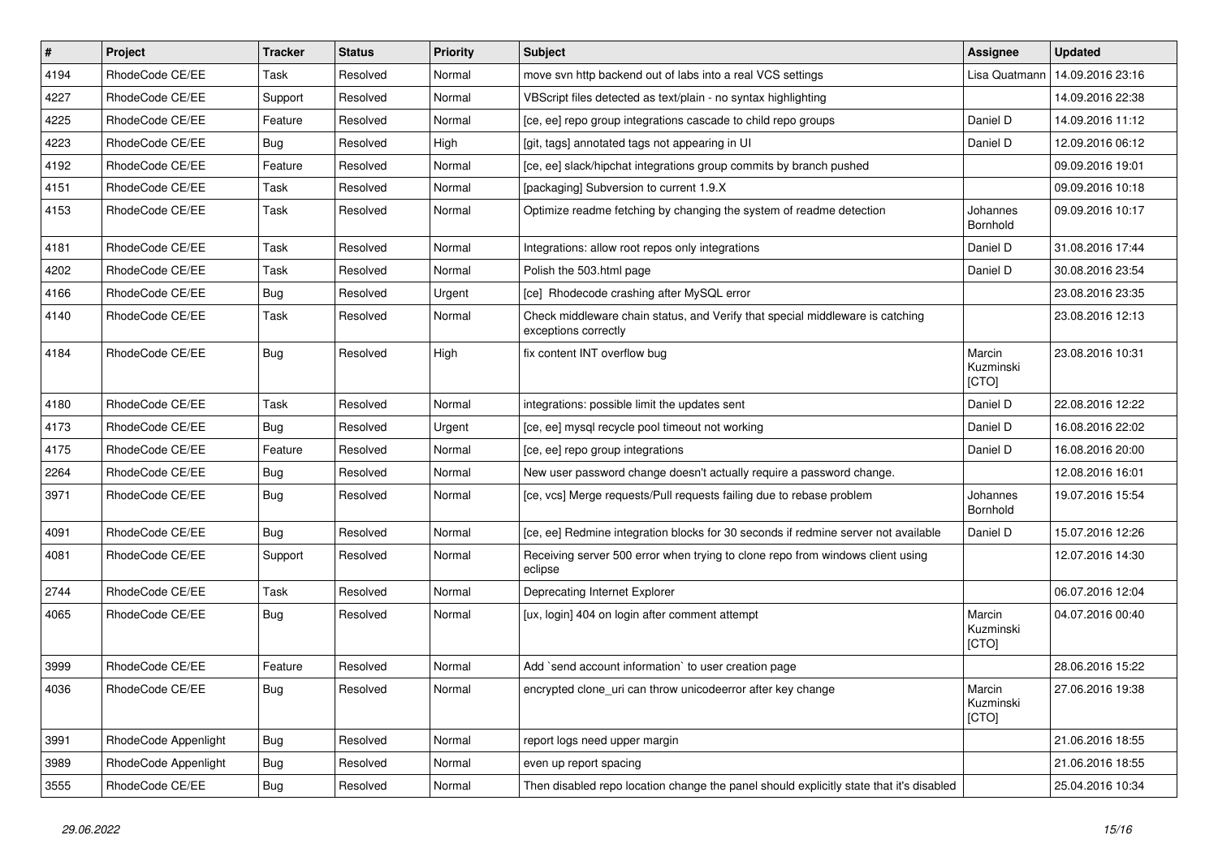| # | Project | Tracker | Status | Priority | Subject | Assignee | Updated |
|---|---|---|---|---|---|---|---|
| 4194 | RhodeCode CE/EE | Task | Resolved | Normal | move svn http backend out of labs into a real VCS settings | Lisa Quatmann | 14.09.2016 23:16 |
| 4227 | RhodeCode CE/EE | Support | Resolved | Normal | VBScript files detected as text/plain - no syntax highlighting | | 14.09.2016 22:38 |
| 4225 | RhodeCode CE/EE | Feature | Resolved | Normal | [ce, ee] repo group integrations cascade to child repo groups | Daniel D | 14.09.2016 11:12 |
| 4223 | RhodeCode CE/EE | Bug | Resolved | High | [git, tags] annotated tags not appearing in UI | Daniel D | 12.09.2016 06:12 |
| 4192 | RhodeCode CE/EE | Feature | Resolved | Normal | [ce, ee] slack/hipchat integrations group commits by branch pushed | | 09.09.2016 19:01 |
| 4151 | RhodeCode CE/EE | Task | Resolved | Normal | [packaging] Subversion to current 1.9.X | | 09.09.2016 10:18 |
| 4153 | RhodeCode CE/EE | Task | Resolved | Normal | Optimize readme fetching by changing the system of readme detection | Johannes Bornhold | 09.09.2016 10:17 |
| 4181 | RhodeCode CE/EE | Task | Resolved | Normal | Integrations: allow root repos only integrations | Daniel D | 31.08.2016 17:44 |
| 4202 | RhodeCode CE/EE | Task | Resolved | Normal | Polish the 503.html page | Daniel D | 30.08.2016 23:54 |
| 4166 | RhodeCode CE/EE | Bug | Resolved | Urgent | [ce] Rhodecode crashing after MySQL error | | 23.08.2016 23:35 |
| 4140 | RhodeCode CE/EE | Task | Resolved | Normal | Check middleware chain status, and Verify that special middleware is catching exceptions correctly | | 23.08.2016 12:13 |
| 4184 | RhodeCode CE/EE | Bug | Resolved | High | fix content INT overflow bug | Marcin Kuzminski [CTO] | 23.08.2016 10:31 |
| 4180 | RhodeCode CE/EE | Task | Resolved | Normal | integrations: possible limit the updates sent | Daniel D | 22.08.2016 12:22 |
| 4173 | RhodeCode CE/EE | Bug | Resolved | Urgent | [ce, ee] mysql recycle pool timeout not working | Daniel D | 16.08.2016 22:02 |
| 4175 | RhodeCode CE/EE | Feature | Resolved | Normal | [ce, ee] repo group integrations | Daniel D | 16.08.2016 20:00 |
| 2264 | RhodeCode CE/EE | Bug | Resolved | Normal | New user password change doesn't actually require a password change. | | 12.08.2016 16:01 |
| 3971 | RhodeCode CE/EE | Bug | Resolved | Normal | [ce, vcs] Merge requests/Pull requests failing due to rebase problem | Johannes Bornhold | 19.07.2016 15:54 |
| 4091 | RhodeCode CE/EE | Bug | Resolved | Normal | [ce, ee] Redmine integration blocks for 30 seconds if redmine server not available | Daniel D | 15.07.2016 12:26 |
| 4081 | RhodeCode CE/EE | Support | Resolved | Normal | Receiving server 500 error when trying to clone repo from windows client using eclipse | | 12.07.2016 14:30 |
| 2744 | RhodeCode CE/EE | Task | Resolved | Normal | Deprecating Internet Explorer | | 06.07.2016 12:04 |
| 4065 | RhodeCode CE/EE | Bug | Resolved | Normal | [ux, login] 404 on login after comment attempt | Marcin Kuzminski [CTO] | 04.07.2016 00:40 |
| 3999 | RhodeCode CE/EE | Feature | Resolved | Normal | Add `send account information` to user creation page | | 28.06.2016 15:22 |
| 4036 | RhodeCode CE/EE | Bug | Resolved | Normal | encrypted clone_uri can throw unicodeerror after key change | Marcin Kuzminski [CTO] | 27.06.2016 19:38 |
| 3991 | RhodeCode Appenlight | Bug | Resolved | Normal | report logs need upper margin | | 21.06.2016 18:55 |
| 3989 | RhodeCode Appenlight | Bug | Resolved | Normal | even up report spacing | | 21.06.2016 18:55 |
| 3555 | RhodeCode CE/EE | Bug | Resolved | Normal | Then disabled repo location change the panel should explicitly state that it's disabled | | 25.04.2016 10:34 |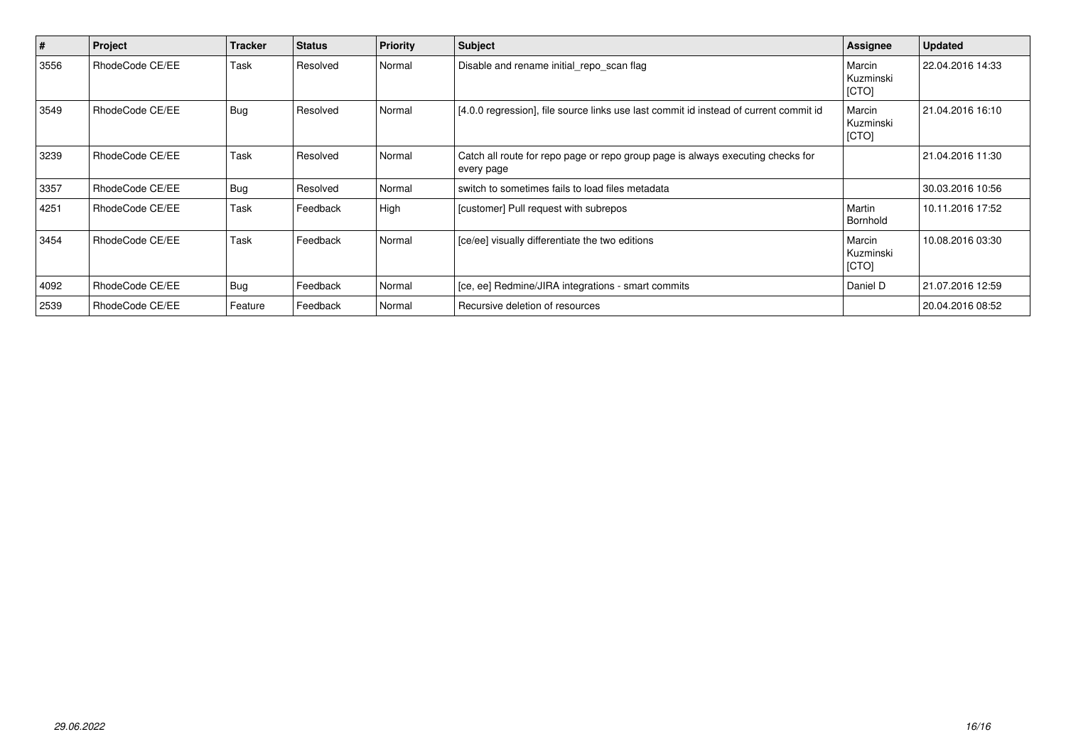| # | Project | Tracker | Status | Priority | Subject | Assignee | Updated |
|---|---|---|---|---|---|---|---|
| 3556 | RhodeCode CE/EE | Task | Resolved | Normal | Disable and rename initial_repo_scan flag | Marcin Kuzminski [CTO] | 22.04.2016 14:33 |
| 3549 | RhodeCode CE/EE | Bug | Resolved | Normal | [4.0.0 regression], file source links use last commit id instead of current commit id | Marcin Kuzminski [CTO] | 21.04.2016 16:10 |
| 3239 | RhodeCode CE/EE | Task | Resolved | Normal | Catch all route for repo page or repo group page is always executing checks for every page | | 21.04.2016 11:30 |
| 3357 | RhodeCode CE/EE | Bug | Resolved | Normal | switch to sometimes fails to load files metadata | | 30.03.2016 10:56 |
| 4251 | RhodeCode CE/EE | Task | Feedback | High | [customer] Pull request with subrepos | Martin Bornhold | 10.11.2016 17:52 |
| 3454 | RhodeCode CE/EE | Task | Feedback | Normal | [ce/ee] visually differentiate the two editions | Marcin Kuzminski [CTO] | 10.08.2016 03:30 |
| 4092 | RhodeCode CE/EE | Bug | Feedback | Normal | [ce, ee] Redmine/JIRA integrations - smart commits | Daniel D | 21.07.2016 12:59 |
| 2539 | RhodeCode CE/EE | Feature | Feedback | Normal | Recursive deletion of resources | | 20.04.2016 08:52 |